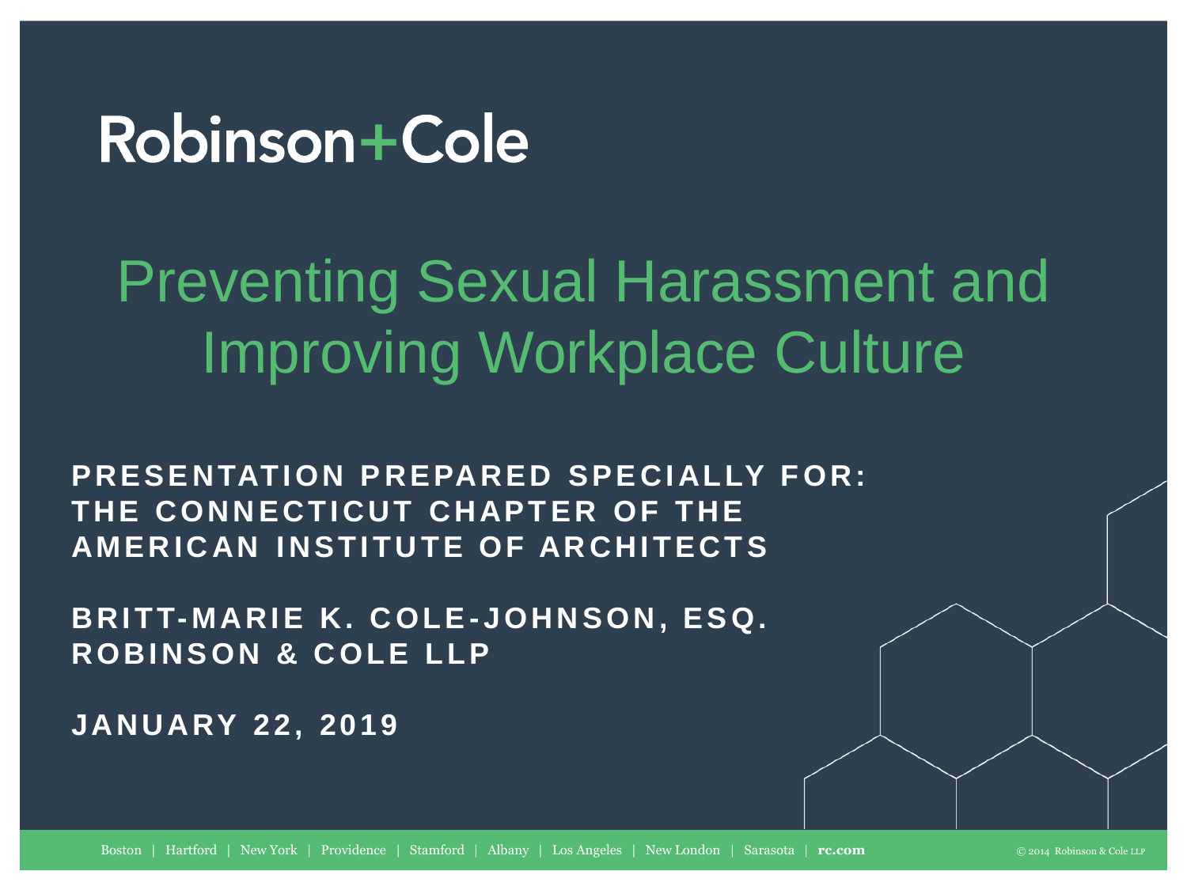Robinson+Cole

# Preventing Sexual Harassment and Improving Workplace Culture

**PRESENTATION PREPARED SPECIALLY FOR:**
**THE CONNECTICUT CHAPTER OF THE AMERICAN INSTITUTE OF ARCHITECTS**

**BRITT-MARIE K. COLE-JOHNSON, ESQ.**
**ROBINSON & COLE LLP**

**JANUARY 22, 2019**

Boston | Hartford | New York | Providence | Stamford | Albany | Los Angeles | New London | Sarasota | **rc.com**

© 2014 Robinson & Cole LLP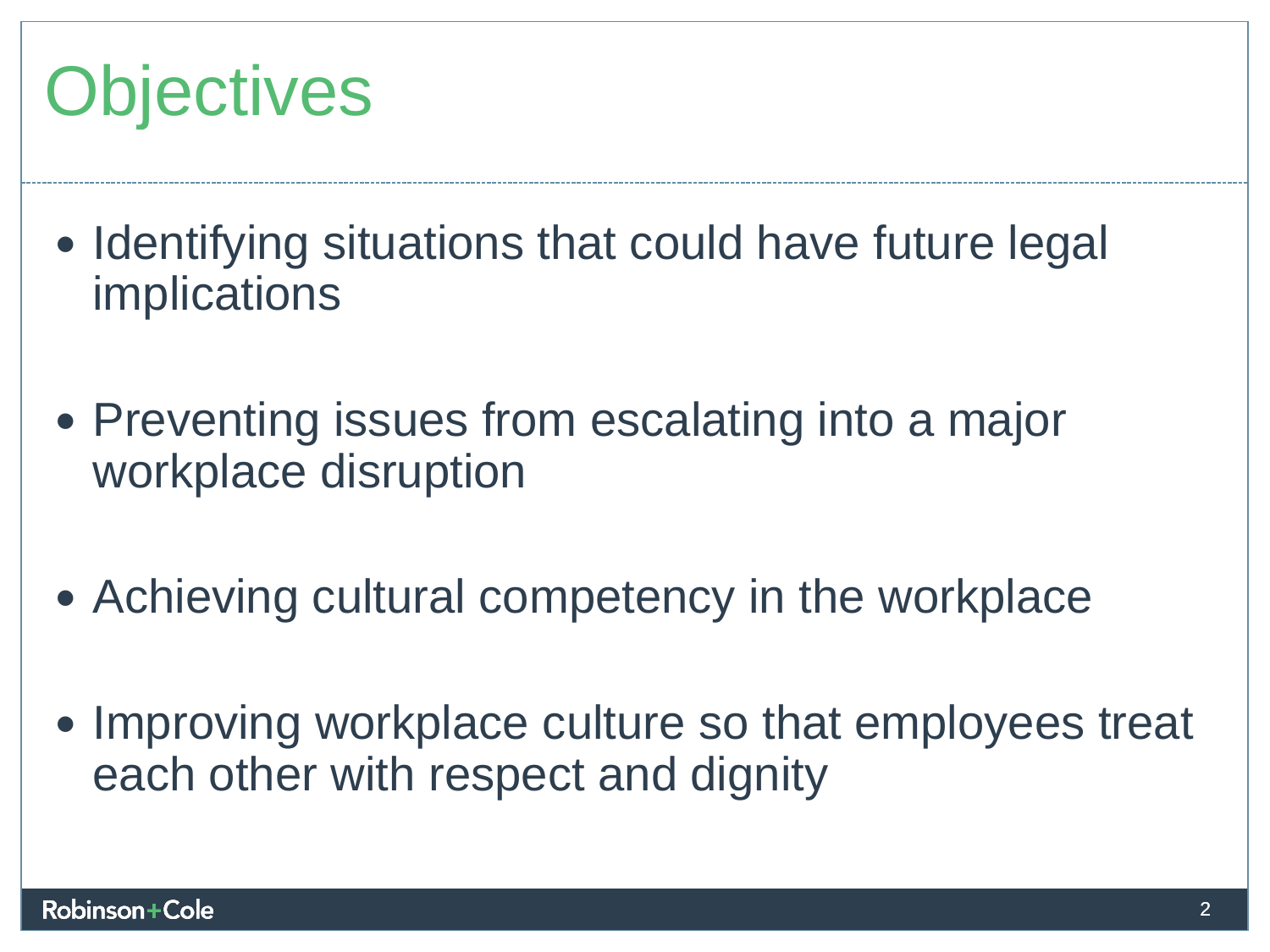# Objectives

- Identifying situations that could have future legal implications
- Preventing issues from escalating into a major workplace disruption
- Achieving cultural competency in the workplace
- Improving workplace culture so that employees treat each other with respect and dignity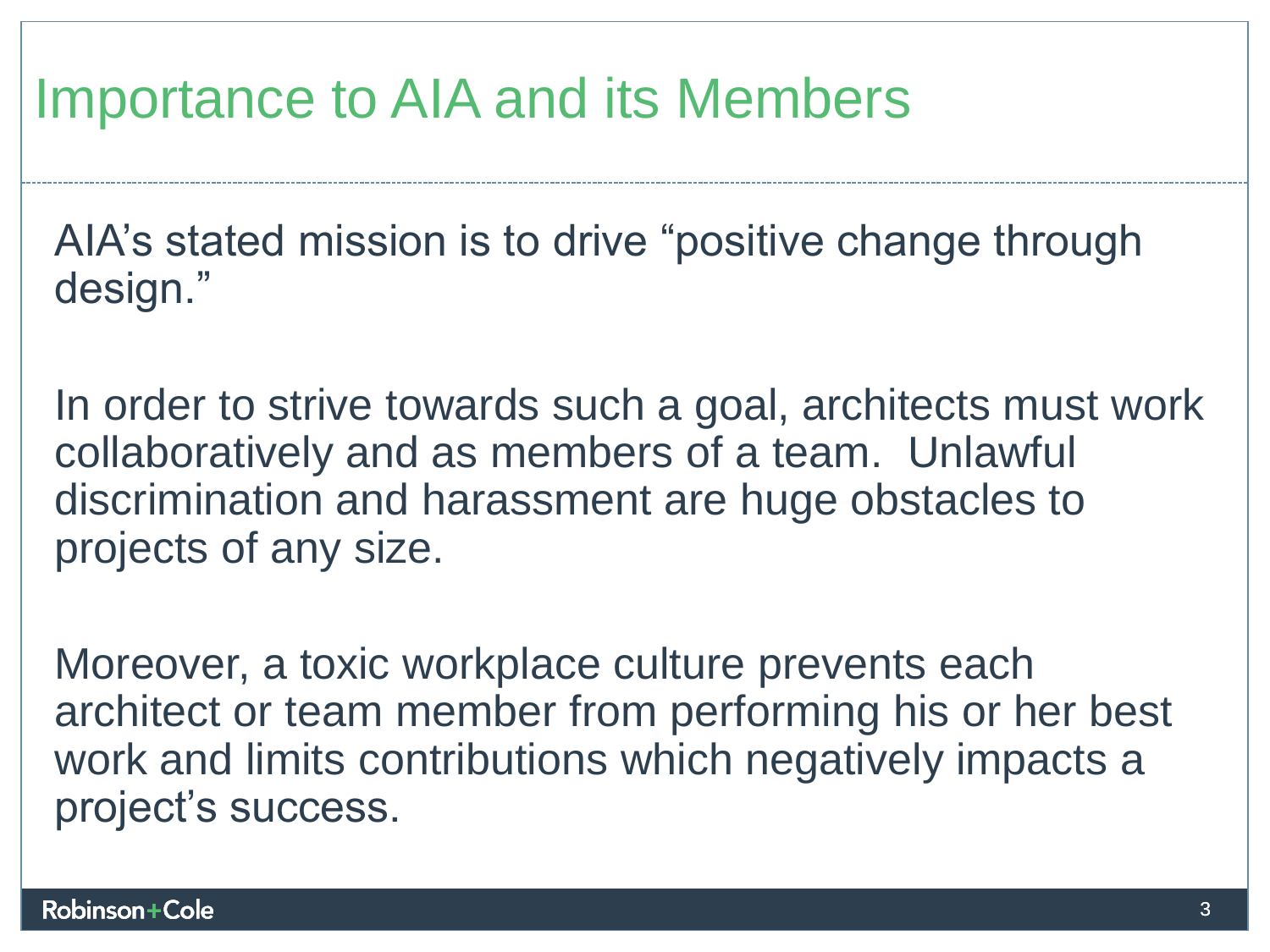# Importance to AIA and its Members

AIA's stated mission is to drive "positive change through design."

In order to strive towards such a goal, architects must work collaboratively and as members of a team. Unlawful discrimination and harassment are huge obstacles to projects of any size.

Moreover, a toxic workplace culture prevents each architect or team member from performing his or her best work and limits contributions which negatively impacts a project's success.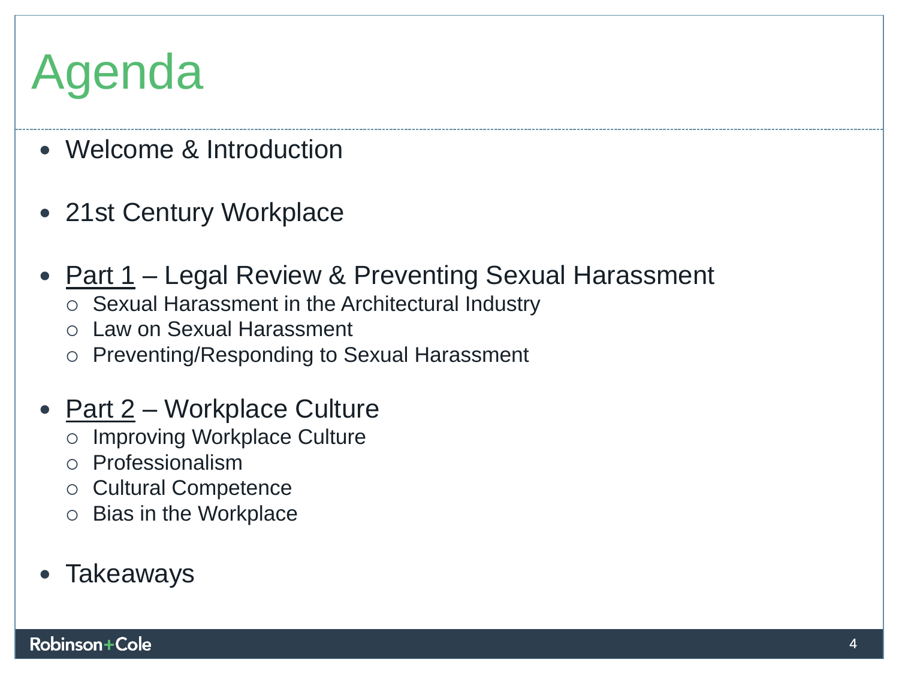# Agenda

- Welcome & Introduction
- 21st Century Workplace
- Part 1 – Legal Review & Preventing Sexual Harassment
  - Sexual Harassment in the Architectural Industry
  - Law on Sexual Harassment
  - Preventing/Responding to Sexual Harassment
- Part 2 – Workplace Culture
  - Improving Workplace Culture
  - Professionalism
  - Cultural Competence
  - Bias in the Workplace
- Takeaways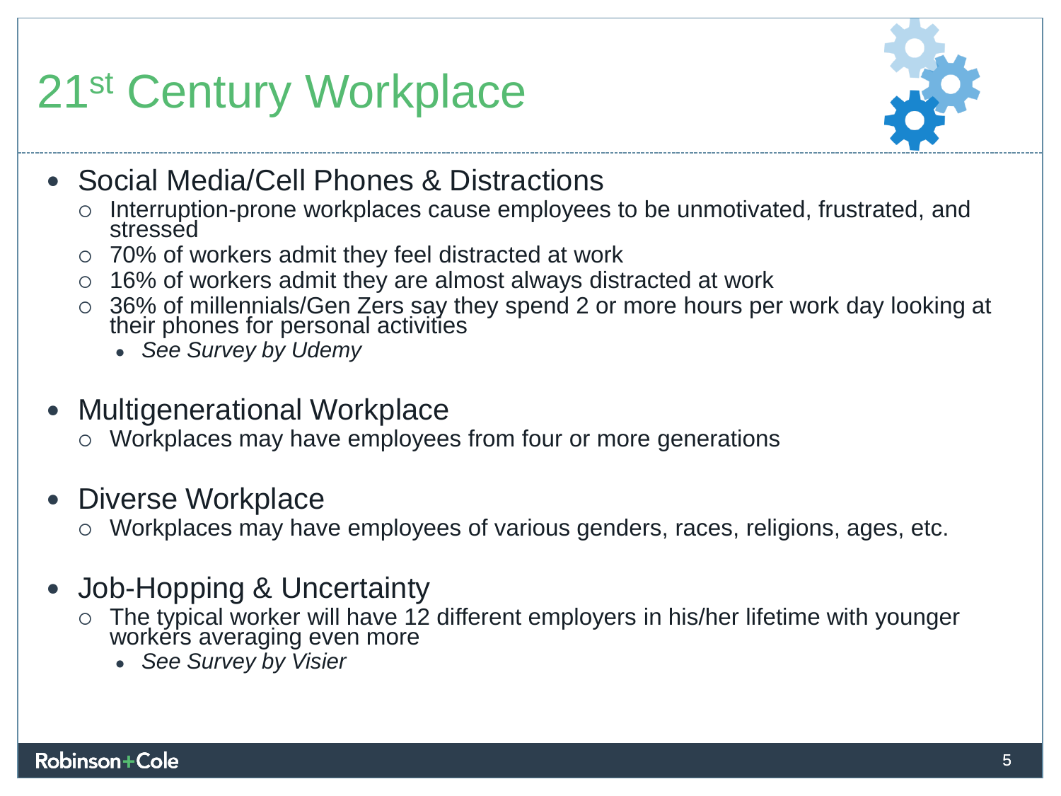# 21st Century Workplace

- Social Media/Cell Phones & Distractions
  - Interruption-prone workplaces cause employees to be unmotivated, frustrated, and stressed
  - 70% of workers admit they feel distracted at work
  - 16% of workers admit they are almost always distracted at work
  - 36% of millennials/Gen Zers say they spend 2 or more hours per work day looking at their phones for personal activities
    - *See Survey by Udemy*

- Multigenerational Workplace
  - Workplaces may have employees from four or more generations

- Diverse Workplace
  - Workplaces may have employees of various genders, races, religions, ages, etc.

- Job-Hopping & Uncertainty
  - The typical worker will have 12 different employers in his/her lifetime with younger workers averaging even more
    - *See Survey by Visier*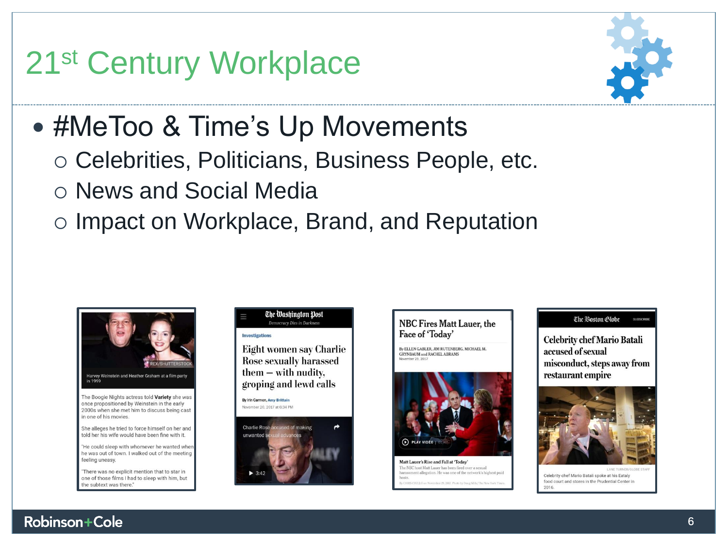# 21st Century Workplace

- #MeToo & Time's Up Movements
  - Celebrities, Politicians, Business People, etc.
  - News and Social Media
  - Impact on Workplace, Brand, and Reputation

Harvey Weinstein and Heather Graham at a film party in 1999

The Boogie Nights actress told **Variety** she was once propositioned by Weinstein in the early 2000s when she met him to discuss being cast in one of his movies.

She alleges he tried to force himself on her and told her his wife would have been fine with it.

"He could sleep with whomever he wanted when he was out of town. I walked out of the meeting feeling uneasy.

"There was no explicit mention that to star in one of those films I had to sleep with him, but the subtext was there."

**The Washington Post** — *Democracy Dies in Darkness*

Investigations

Eight women say Charlie Rose sexually harassed them — with nudity, groping and lewd calls

By Irin Carmon, Amy Brittain
November 20, 2017 at 6:34 PM

Charlie Rose accused of making unwanted sexual advances

NBC Fires Matt Lauer, the Face of 'Today'

By ELLEN GABLER, JIM RUTENBERG, MICHAEL M. GRYNBAUM and RACHEL ABRAMS
November 29, 2017

Matt Lauer's Rise and Fall at 'Today'

The NBC host Matt Lauer has been fired over a sexual harassment allegation. He was one of the network's highest paid hosts.

**The Boston Globe**

Celebrity chef Mario Batali accused of sexual misconduct, steps away from restaurant empire

Celebrity chef Mario Batali spoke at his Eataly food court and stores in the Prudential Center in 2016.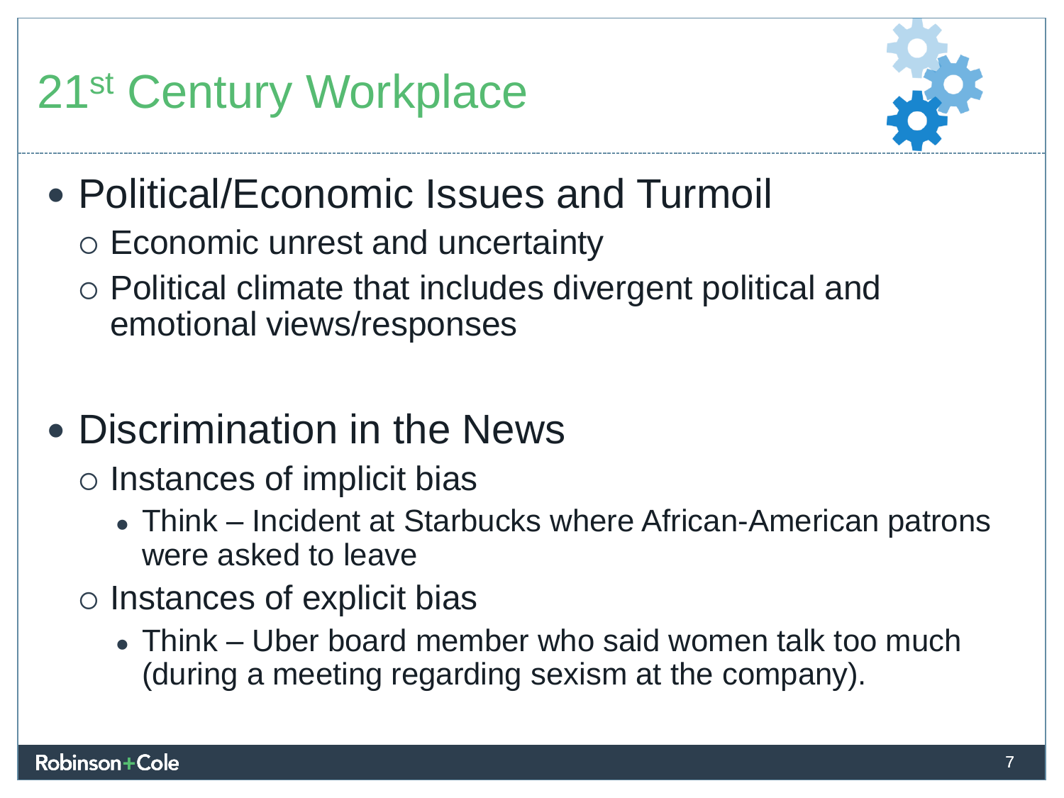# 21st Century Workplace

- Political/Economic Issues and Turmoil
  - Economic unrest and uncertainty
  - Political climate that includes divergent political and emotional views/responses

- Discrimination in the News
  - Instances of implicit bias
    - Think – Incident at Starbucks where African-American patrons were asked to leave
  - Instances of explicit bias
    - Think – Uber board member who said women talk too much (during a meeting regarding sexism at the company).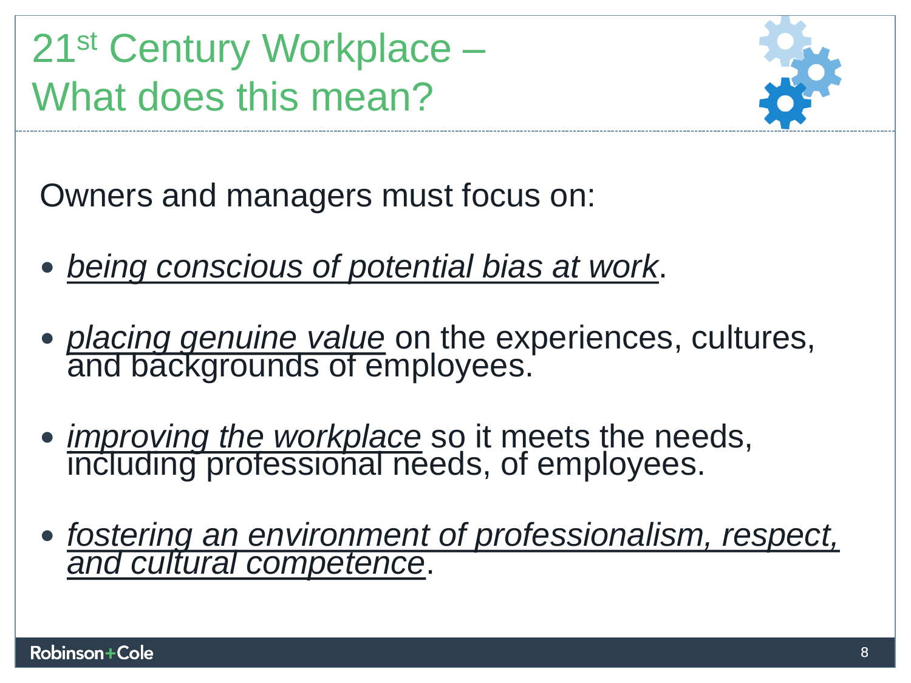# 21st Century Workplace – What does this mean?

Owners and managers must focus on:

- *being conscious of potential bias at work*.
- *placing genuine value* on the experiences, cultures, and backgrounds of employees.
- *improving the workplace* so it meets the needs, including professional needs, of employees.
- *fostering an environment of professionalism, respect, and cultural competence*.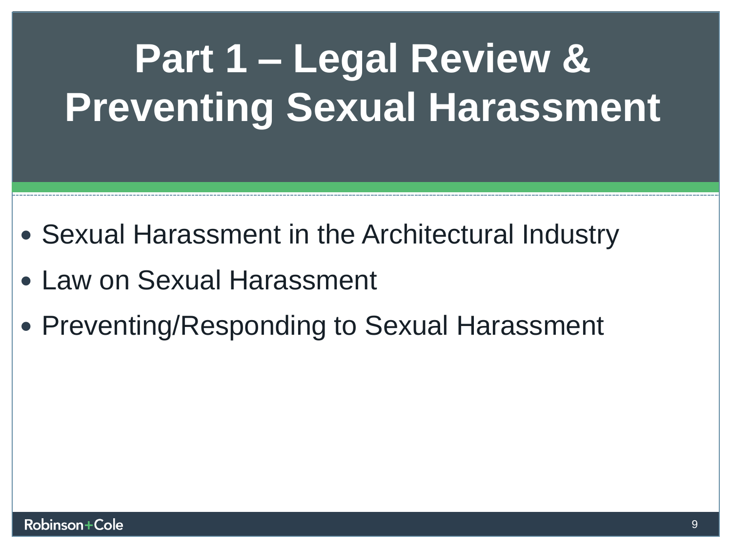# Part 1 – Legal Review & Preventing Sexual Harassment

- Sexual Harassment in the Architectural Industry
- Law on Sexual Harassment
- Preventing/Responding to Sexual Harassment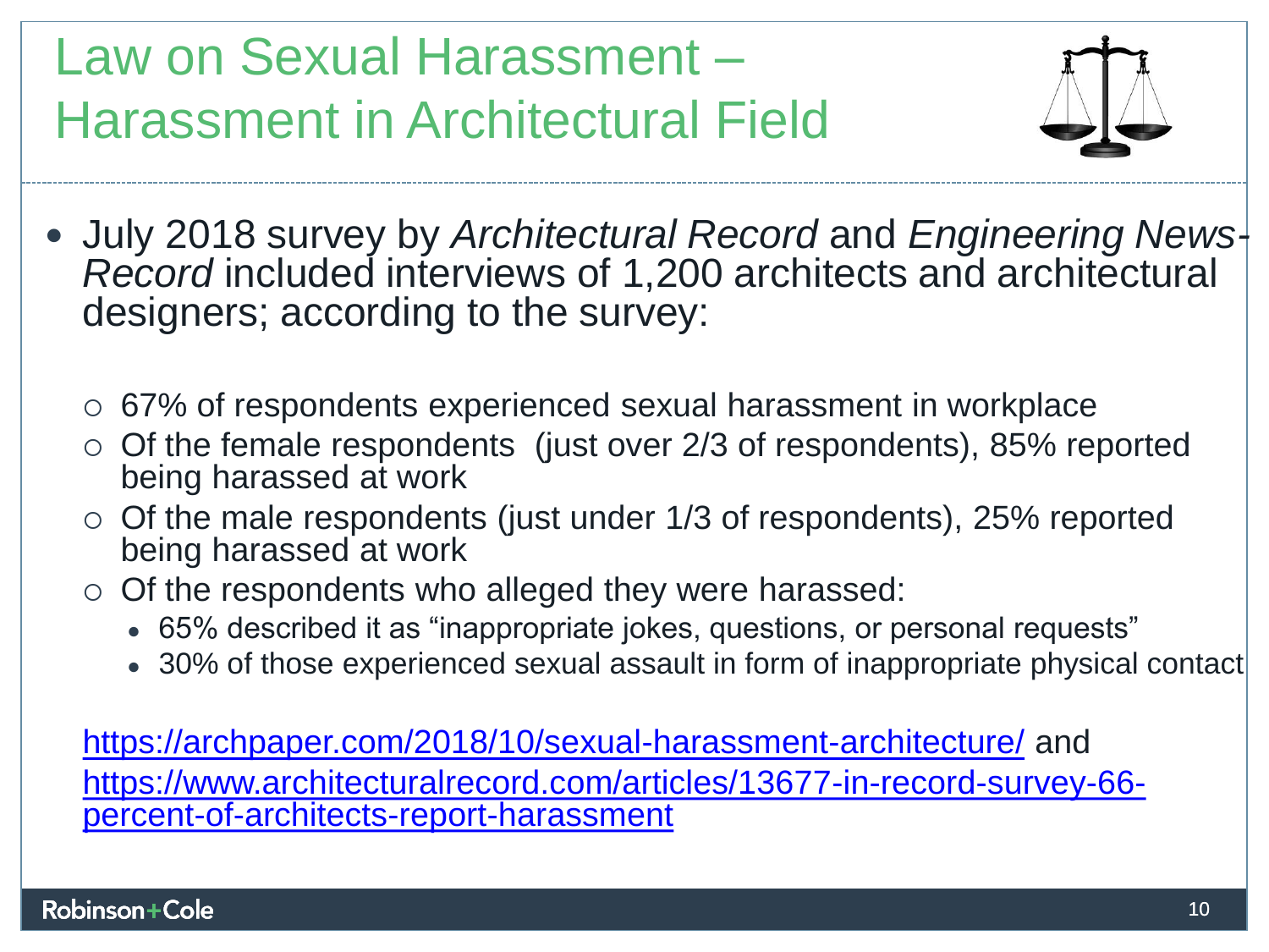# Law on Sexual Harassment – Harassment in Architectural Field

- July 2018 survey by *Architectural Record* and *Engineering News-Record* included interviews of 1,200 architects and architectural designers; according to the survey:
  - 67% of respondents experienced sexual harassment in workplace
  - Of the female respondents (just over 2/3 of respondents), 85% reported being harassed at work
  - Of the male respondents (just under 1/3 of respondents), 25% reported being harassed at work
  - Of the respondents who alleged they were harassed:
    - 65% described it as "inappropriate jokes, questions, or personal requests"
    - 30% of those experienced sexual assault in form of inappropriate physical contact

https://archpaper.com/2018/10/sexual-harassment-architecture/ and https://www.architecturalrecord.com/articles/13677-in-record-survey-66-percent-of-architects-report-harassment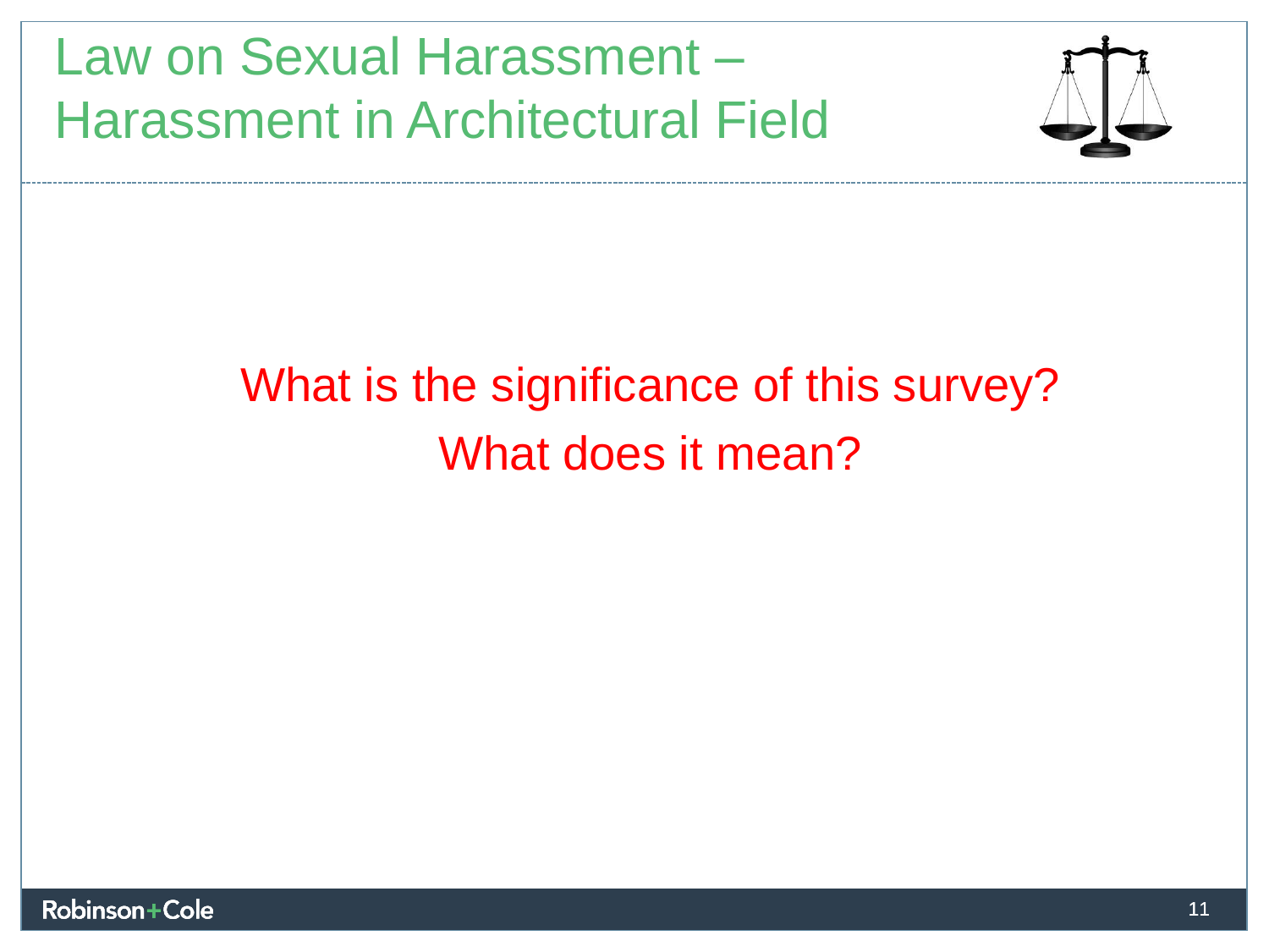# Law on Sexual Harassment – Harassment in Architectural Field

What is the significance of this survey?
What does it mean?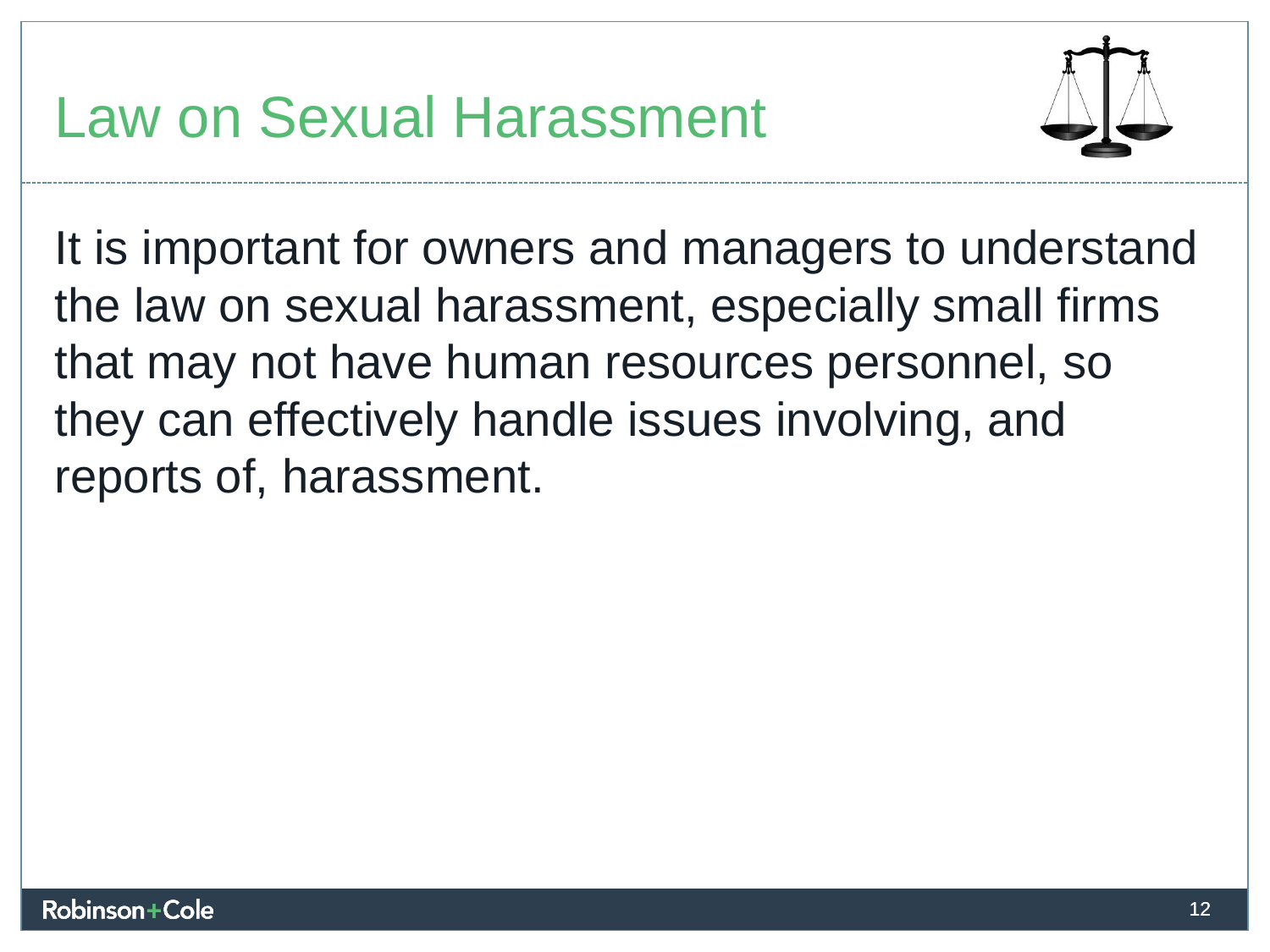# Law on Sexual Harassment

It is important for owners and managers to understand the law on sexual harassment, especially small firms that may not have human resources personnel, so they can effectively handle issues involving, and reports of, harassment.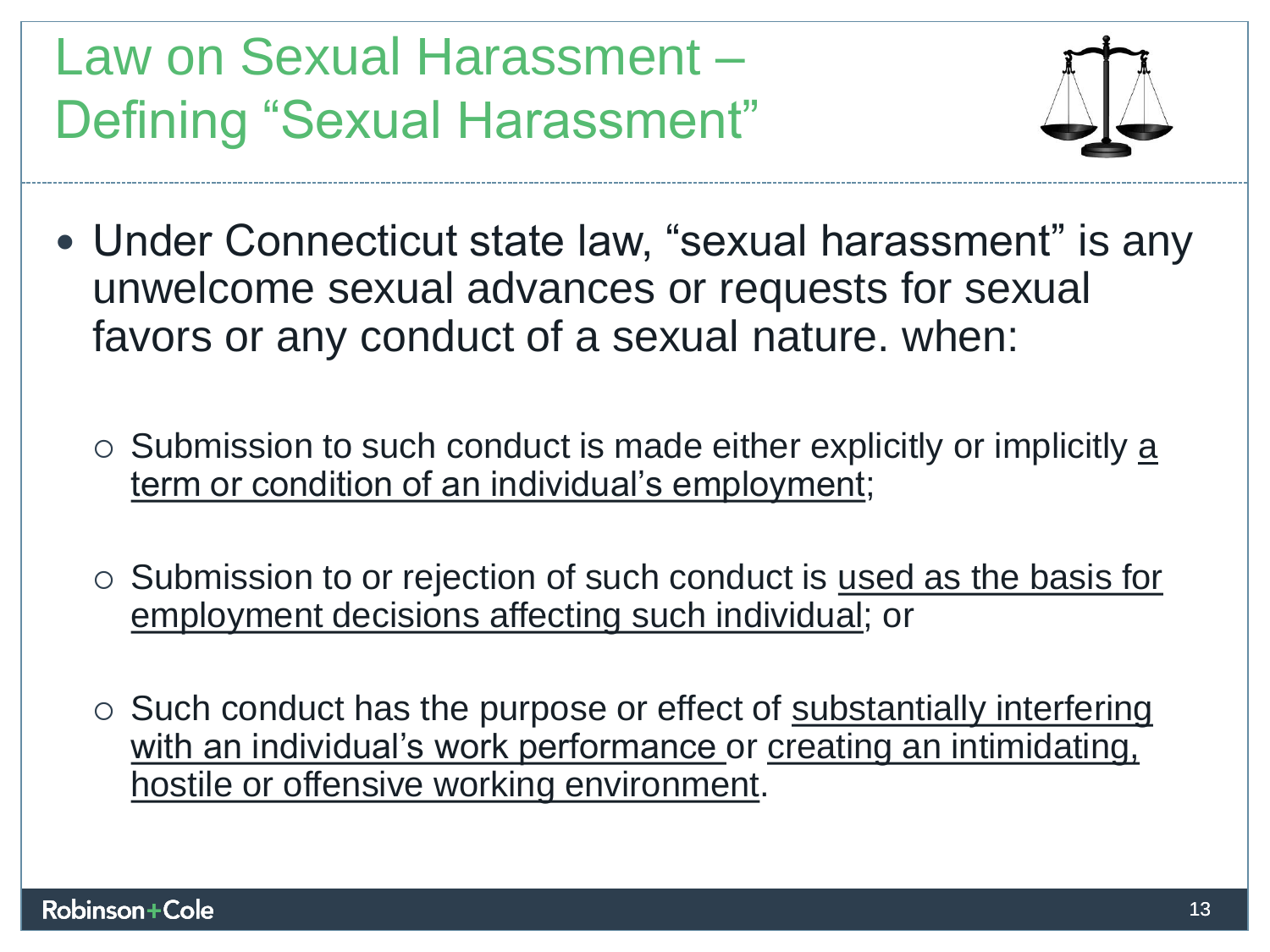# Law on Sexual Harassment – Defining "Sexual Harassment"

- Under Connecticut state law, "sexual harassment" is any unwelcome sexual advances or requests for sexual favors or any conduct of a sexual nature. when:
  - Submission to such conduct is made either explicitly or implicitly a term or condition of an individual's employment;
  - Submission to or rejection of such conduct is used as the basis for employment decisions affecting such individual; or
  - Such conduct has the purpose or effect of substantially interfering with an individual's work performance or creating an intimidating, hostile or offensive working environment.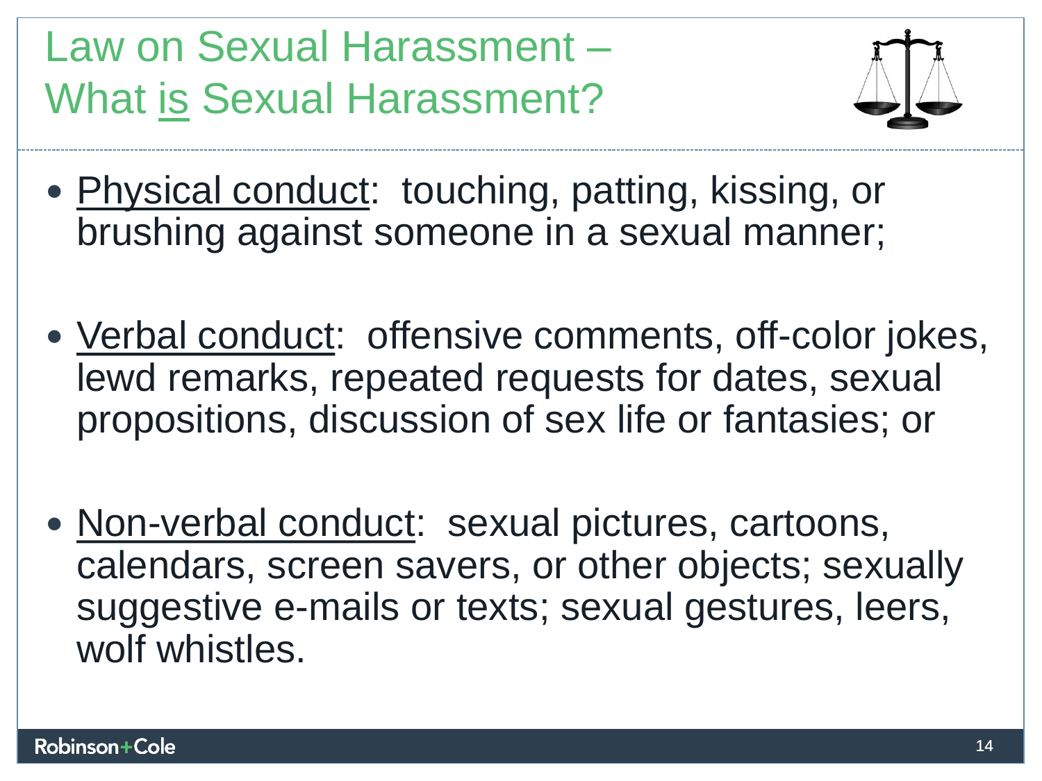# Law on Sexual Harassment – What is Sexual Harassment?

- Physical conduct: touching, patting, kissing, or brushing against someone in a sexual manner;
- Verbal conduct: offensive comments, off-color jokes, lewd remarks, repeated requests for dates, sexual propositions, discussion of sex life or fantasies; or
- Non-verbal conduct: sexual pictures, cartoons, calendars, screen savers, or other objects; sexually suggestive e-mails or texts; sexual gestures, leers, wolf whistles.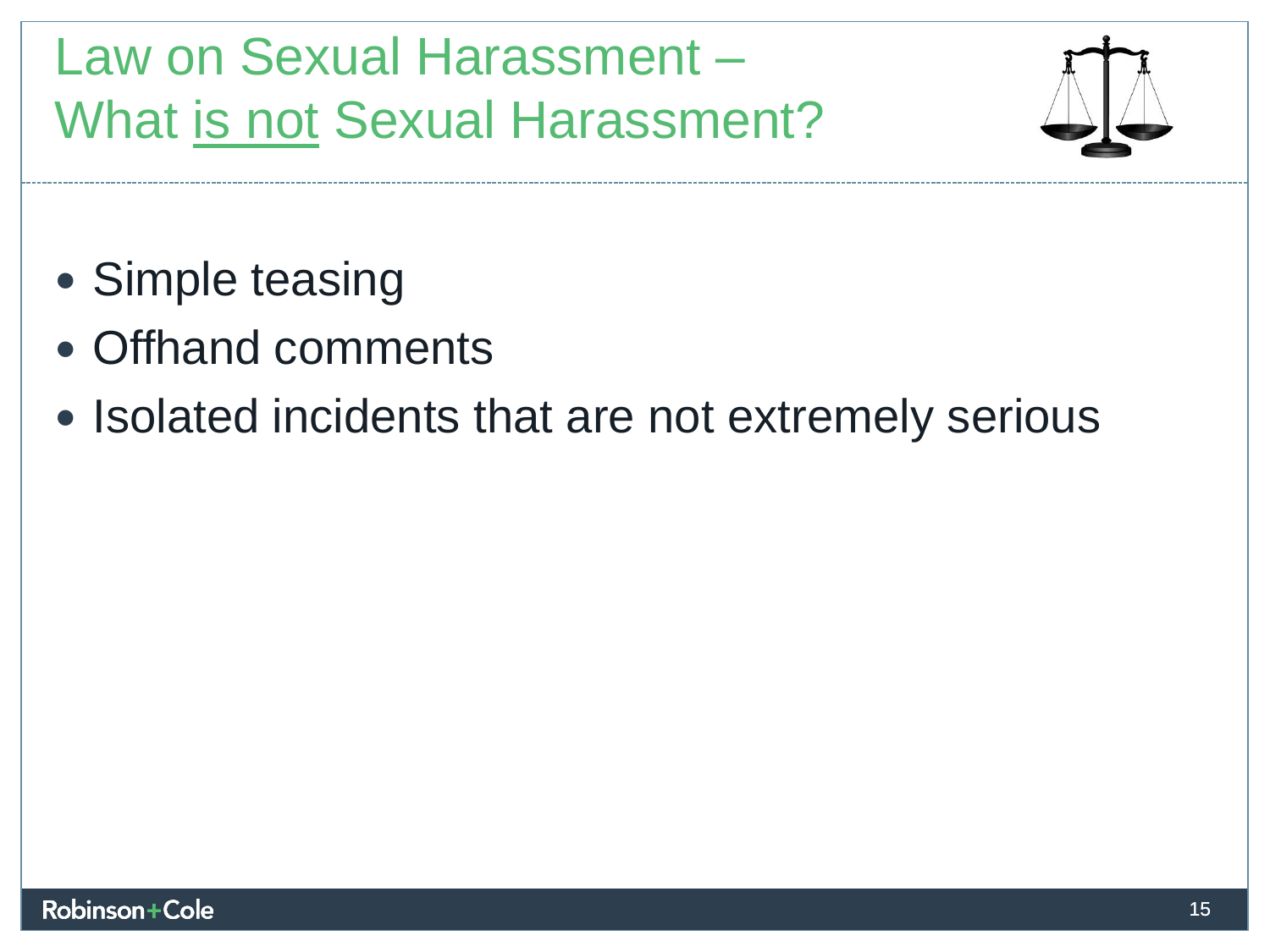# Law on Sexual Harassment – What <u>is not</u> Sexual Harassment?

- Simple teasing
- Offhand comments
- Isolated incidents that are not extremely serious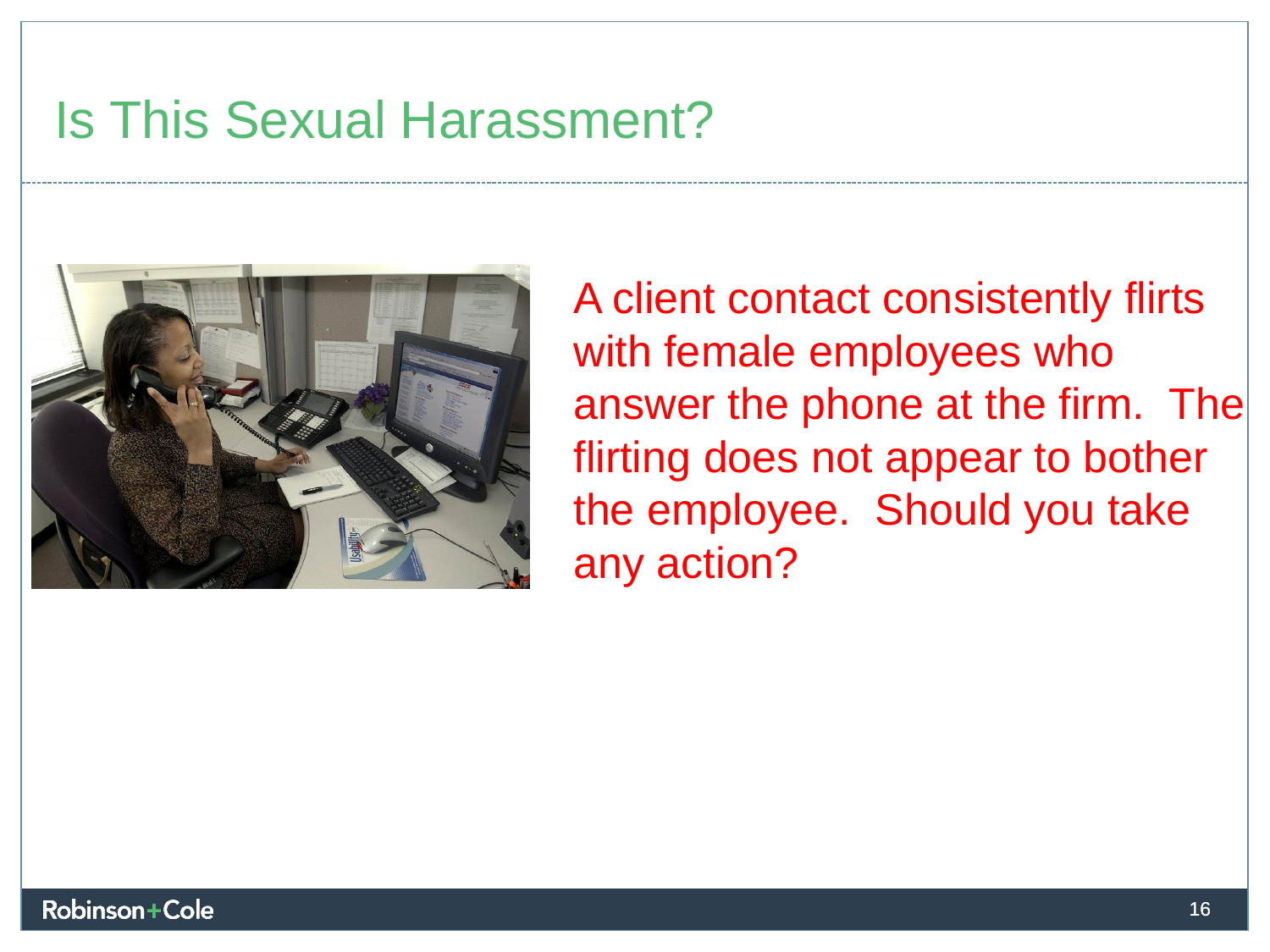# Is This Sexual Harassment?

A client contact consistently flirts with female employees who answer the phone at the firm. The flirting does not appear to bother the employee. Should you take any action?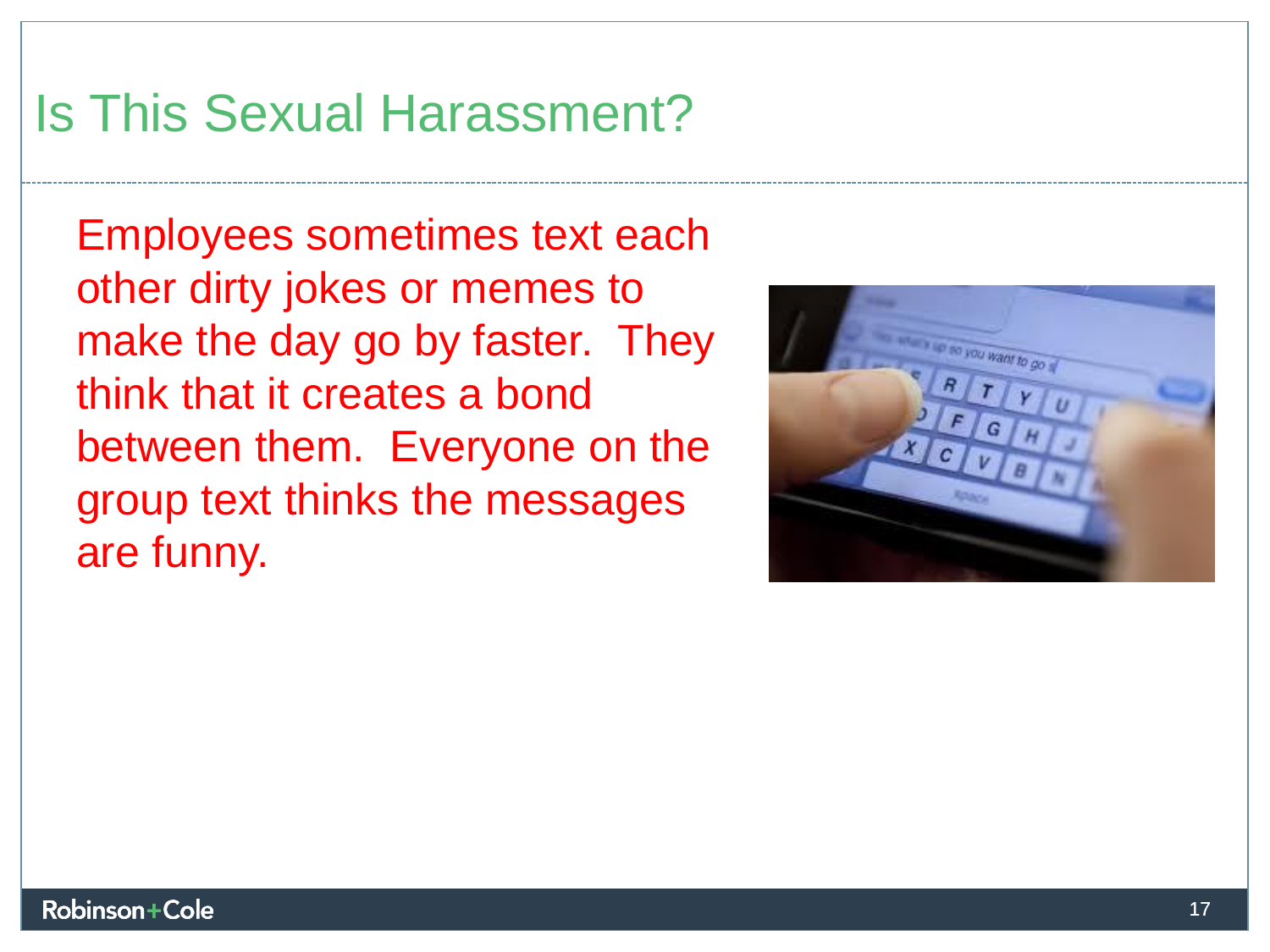# Is This Sexual Harassment?

Employees sometimes text each other dirty jokes or memes to make the day go by faster. They think that it creates a bond between them. Everyone on the group text thinks the messages are funny.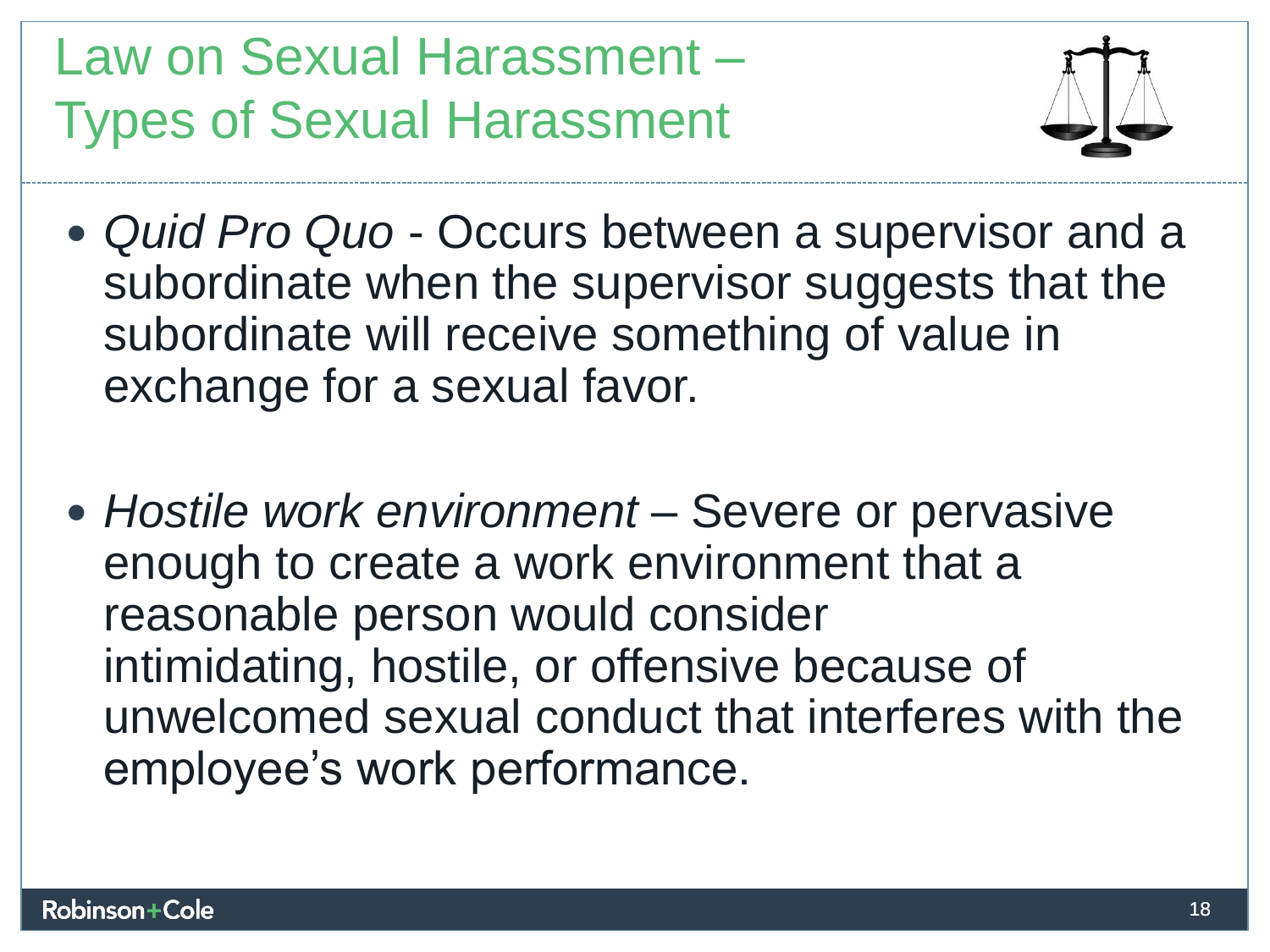# Law on Sexual Harassment – Types of Sexual Harassment

- *Quid Pro Quo* - Occurs between a supervisor and a subordinate when the supervisor suggests that the subordinate will receive something of value in exchange for a sexual favor.

- *Hostile work environment* – Severe or pervasive enough to create a work environment that a reasonable person would consider intimidating, hostile, or offensive because of unwelcomed sexual conduct that interferes with the employee's work performance.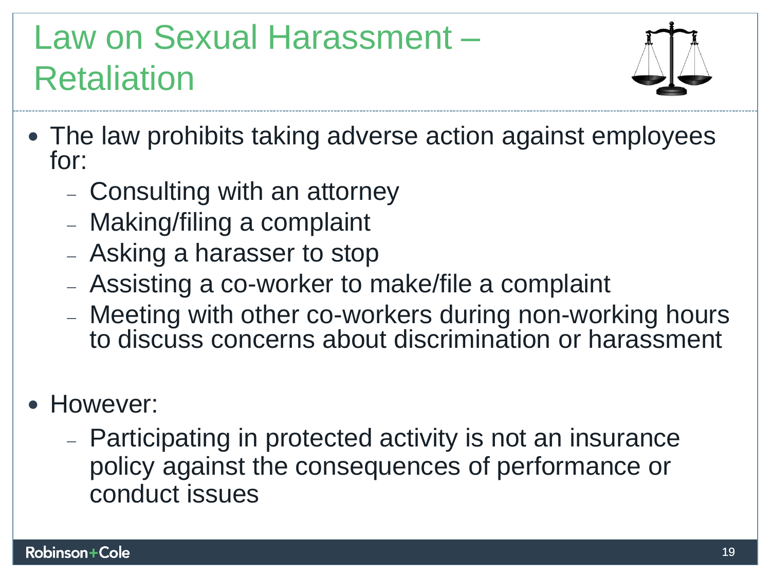# Law on Sexual Harassment – Retaliation

- The law prohibits taking adverse action against employees for:
  - Consulting with an attorney
  - Making/filing a complaint
  - Asking a harasser to stop
  - Assisting a co-worker to make/file a complaint
  - Meeting with other co-workers during non-working hours to discuss concerns about discrimination or harassment

- However:
  - Participating in protected activity is not an insurance policy against the consequences of performance or conduct issues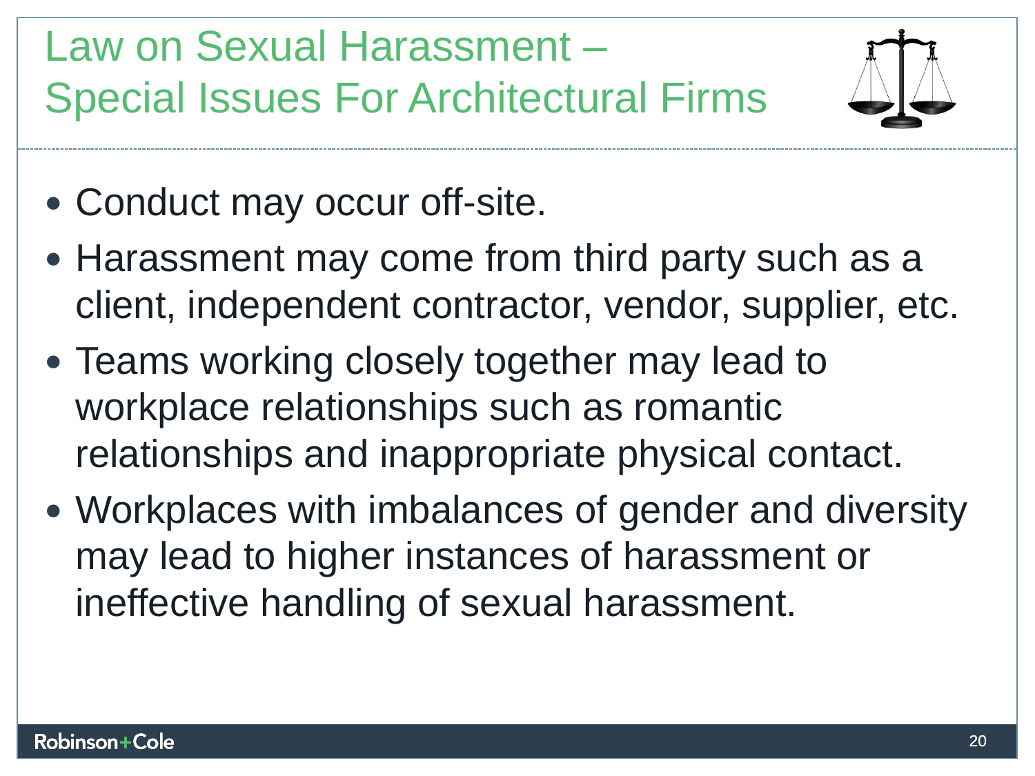# Law on Sexual Harassment – Special Issues For Architectural Firms

- Conduct may occur off-site.
- Harassment may come from third party such as a client, independent contractor, vendor, supplier, etc.
- Teams working closely together may lead to workplace relationships such as romantic relationships and inappropriate physical contact.
- Workplaces with imbalances of gender and diversity may lead to higher instances of harassment or ineffective handling of sexual harassment.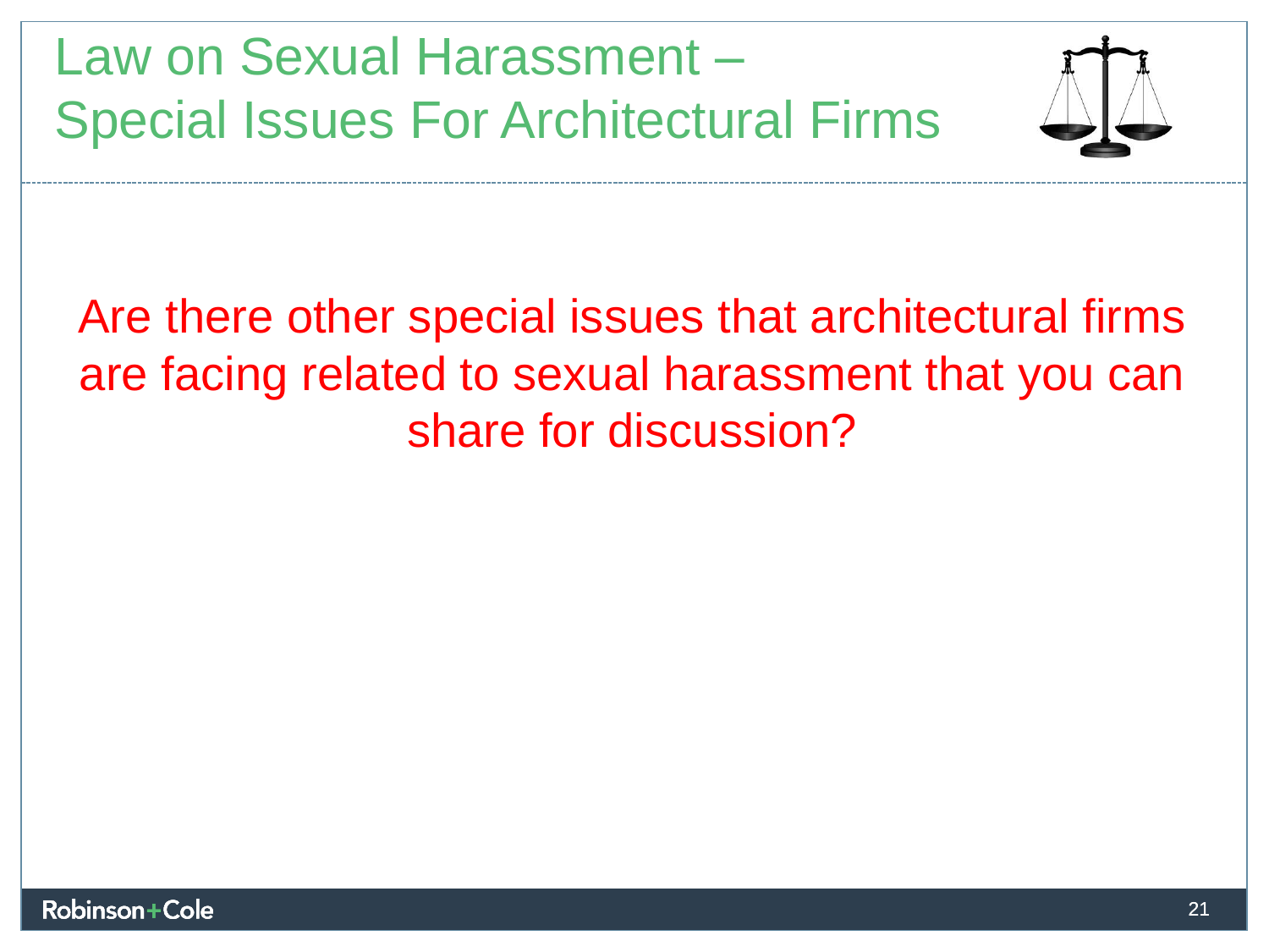# Law on Sexual Harassment – Special Issues For Architectural Firms

Are there other special issues that architectural firms are facing related to sexual harassment that you can share for discussion?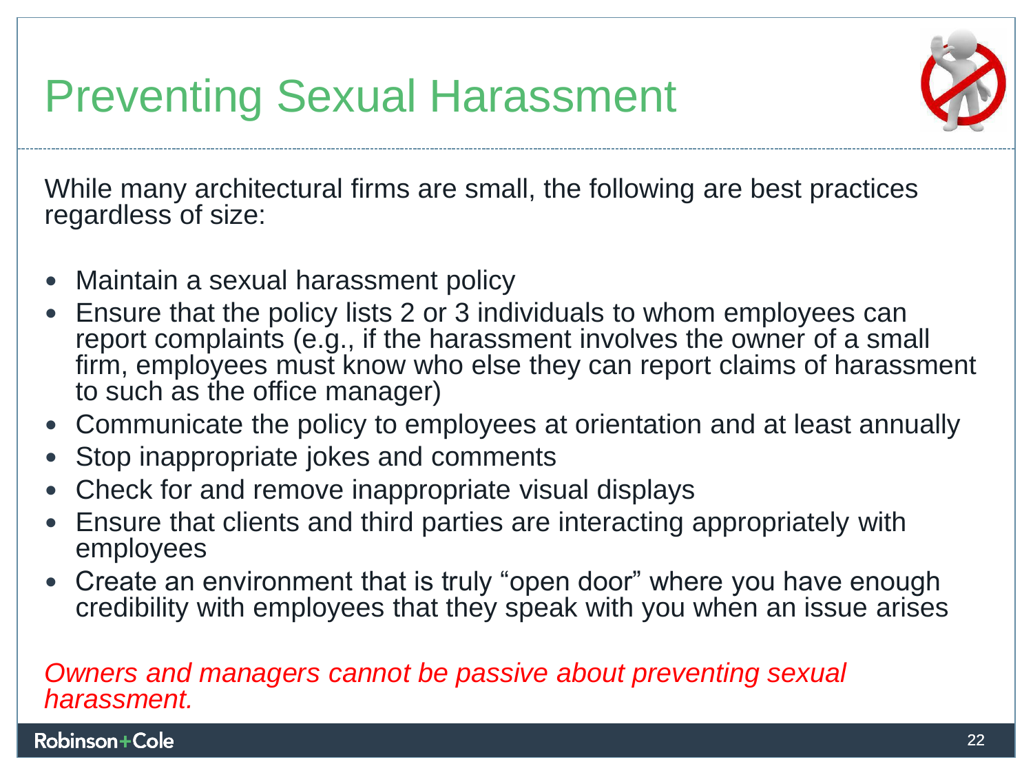# Preventing Sexual Harassment

While many architectural firms are small, the following are best practices regardless of size:

- Maintain a sexual harassment policy
- Ensure that the policy lists 2 or 3 individuals to whom employees can report complaints (e.g., if the harassment involves the owner of a small firm, employees must know who else they can report claims of harassment to such as the office manager)
- Communicate the policy to employees at orientation and at least annually
- Stop inappropriate jokes and comments
- Check for and remove inappropriate visual displays
- Ensure that clients and third parties are interacting appropriately with employees
- Create an environment that is truly "open door" where you have enough credibility with employees that they speak with you when an issue arises

*Owners and managers cannot be passive about preventing sexual harassment.*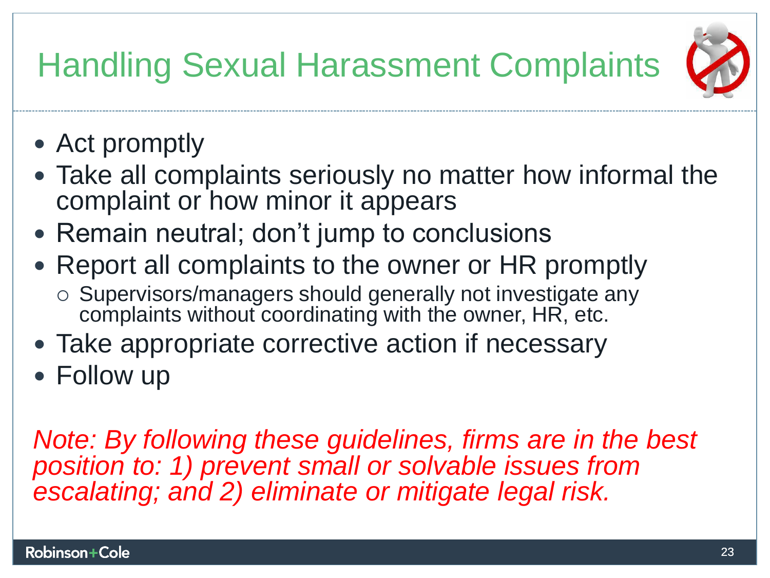# Handling Sexual Harassment Complaints

- Act promptly
- Take all complaints seriously no matter how informal the complaint or how minor it appears
- Remain neutral; don't jump to conclusions
- Report all complaints to the owner or HR promptly
  - Supervisors/managers should generally not investigate any complaints without coordinating with the owner, HR, etc.
- Take appropriate corrective action if necessary
- Follow up

*Note: By following these guidelines, firms are in the best position to: 1) prevent small or solvable issues from escalating; and 2) eliminate or mitigate legal risk.*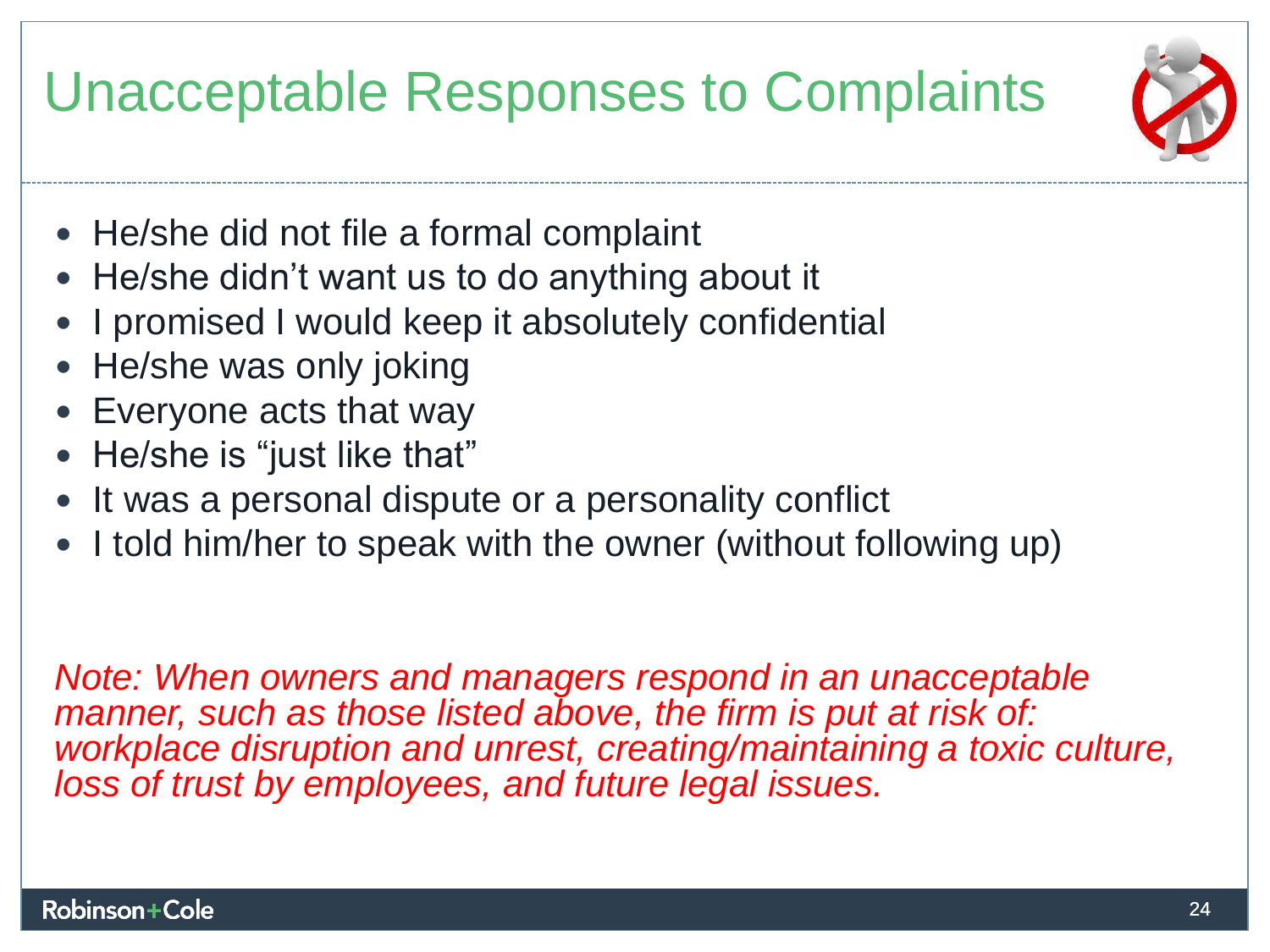# Unacceptable Responses to Complaints

- He/she did not file a formal complaint
- He/she didn't want us to do anything about it
- I promised I would keep it absolutely confidential
- He/she was only joking
- Everyone acts that way
- He/she is "just like that"
- It was a personal dispute or a personality conflict
- I told him/her to speak with the owner (without following up)

*Note: When owners and managers respond in an unacceptable manner, such as those listed above, the firm is put at risk of: workplace disruption and unrest, creating/maintaining a toxic culture, loss of trust by employees, and future legal issues.*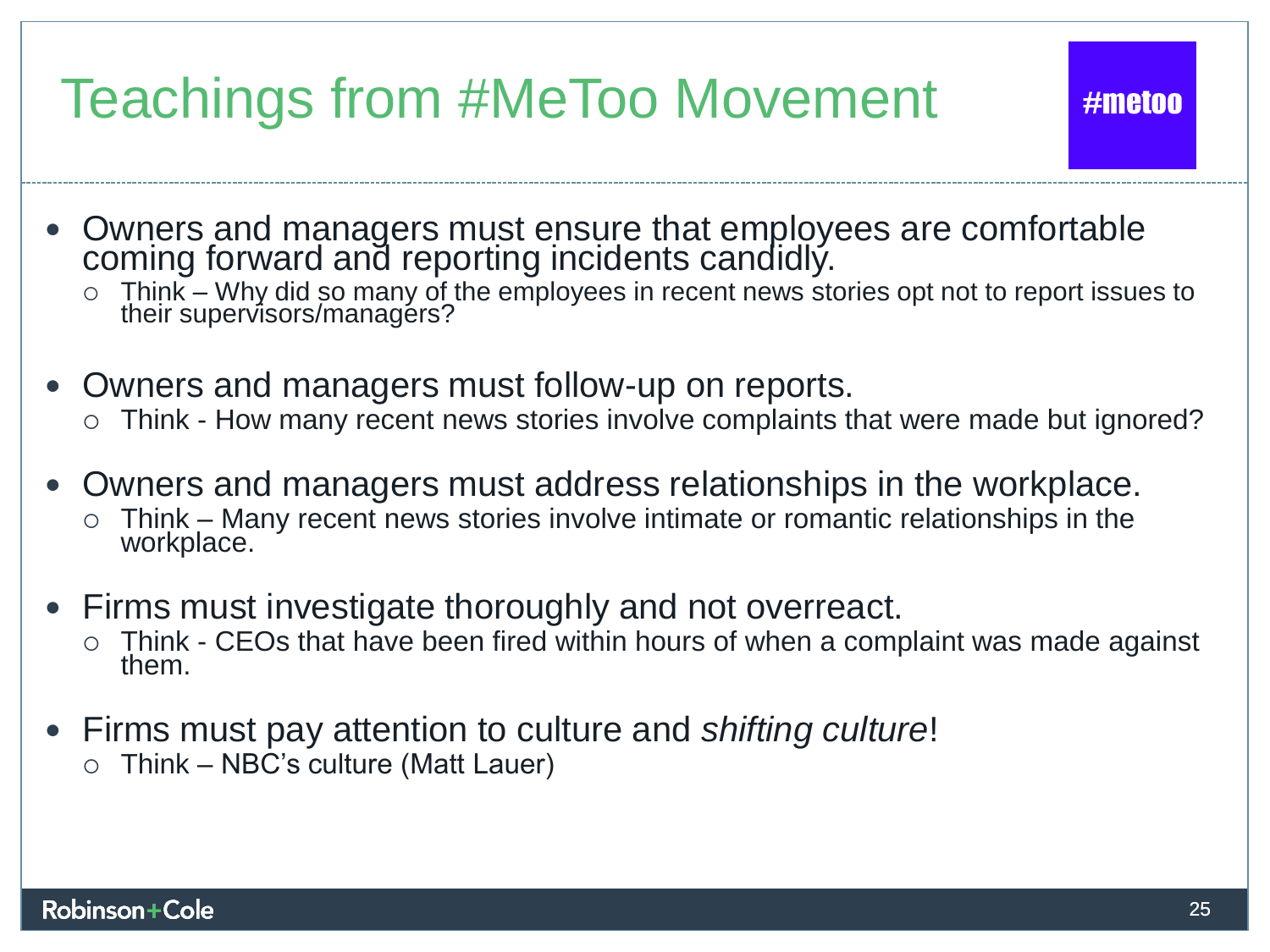# Teachings from #MeToo Movement

#metoo

- Owners and managers must ensure that employees are comfortable coming forward and reporting incidents candidly.
  - Think – Why did so many of the employees in recent news stories opt not to report issues to their supervisors/managers?
- Owners and managers must follow-up on reports.
  - Think - How many recent news stories involve complaints that were made but ignored?
- Owners and managers must address relationships in the workplace.
  - Think – Many recent news stories involve intimate or romantic relationships in the workplace.
- Firms must investigate thoroughly and not overreact.
  - Think - CEOs that have been fired within hours of when a complaint was made against them.
- Firms must pay attention to culture and *shifting culture*!
  - Think – NBC's culture (Matt Lauer)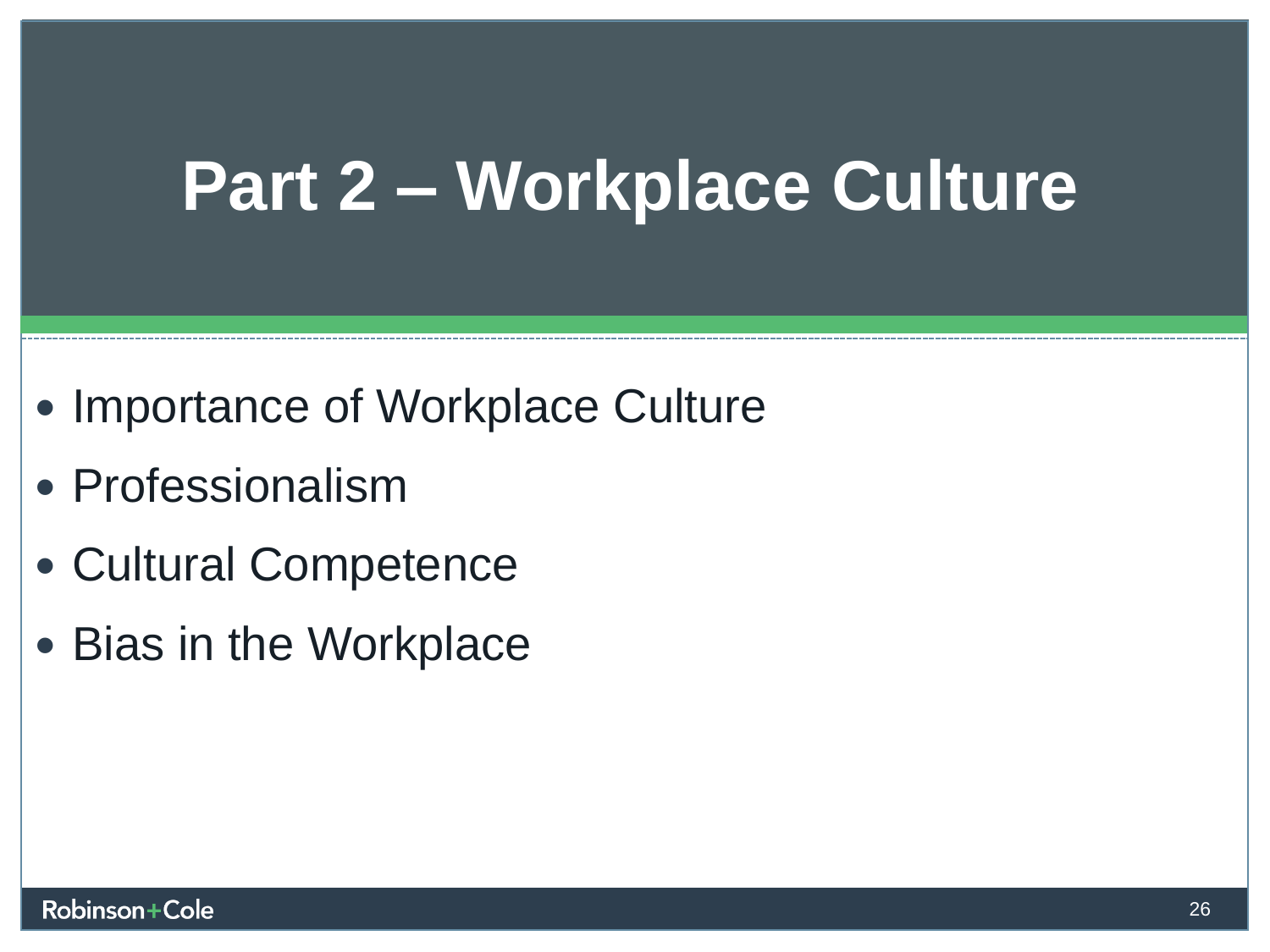# Part 2 – Workplace Culture

- Importance of Workplace Culture
- Professionalism
- Cultural Competence
- Bias in the Workplace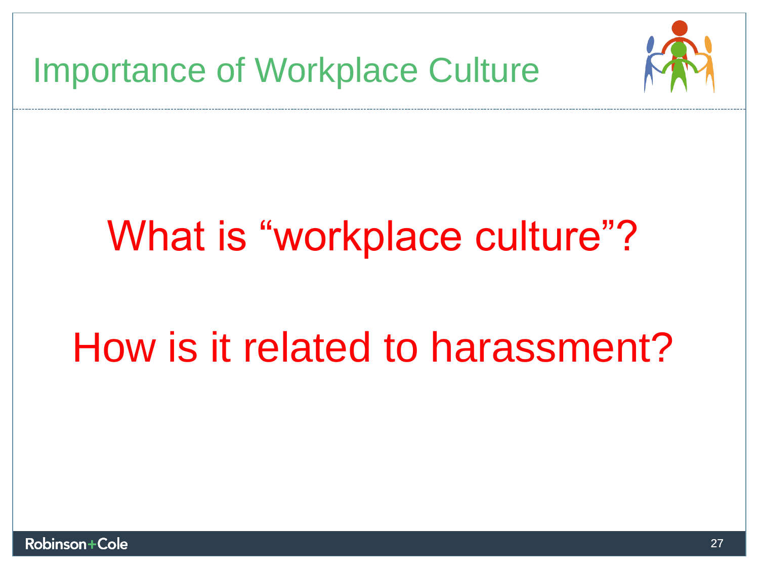# Importance of Workplace Culture

What is "workplace culture"?

How is it related to harassment?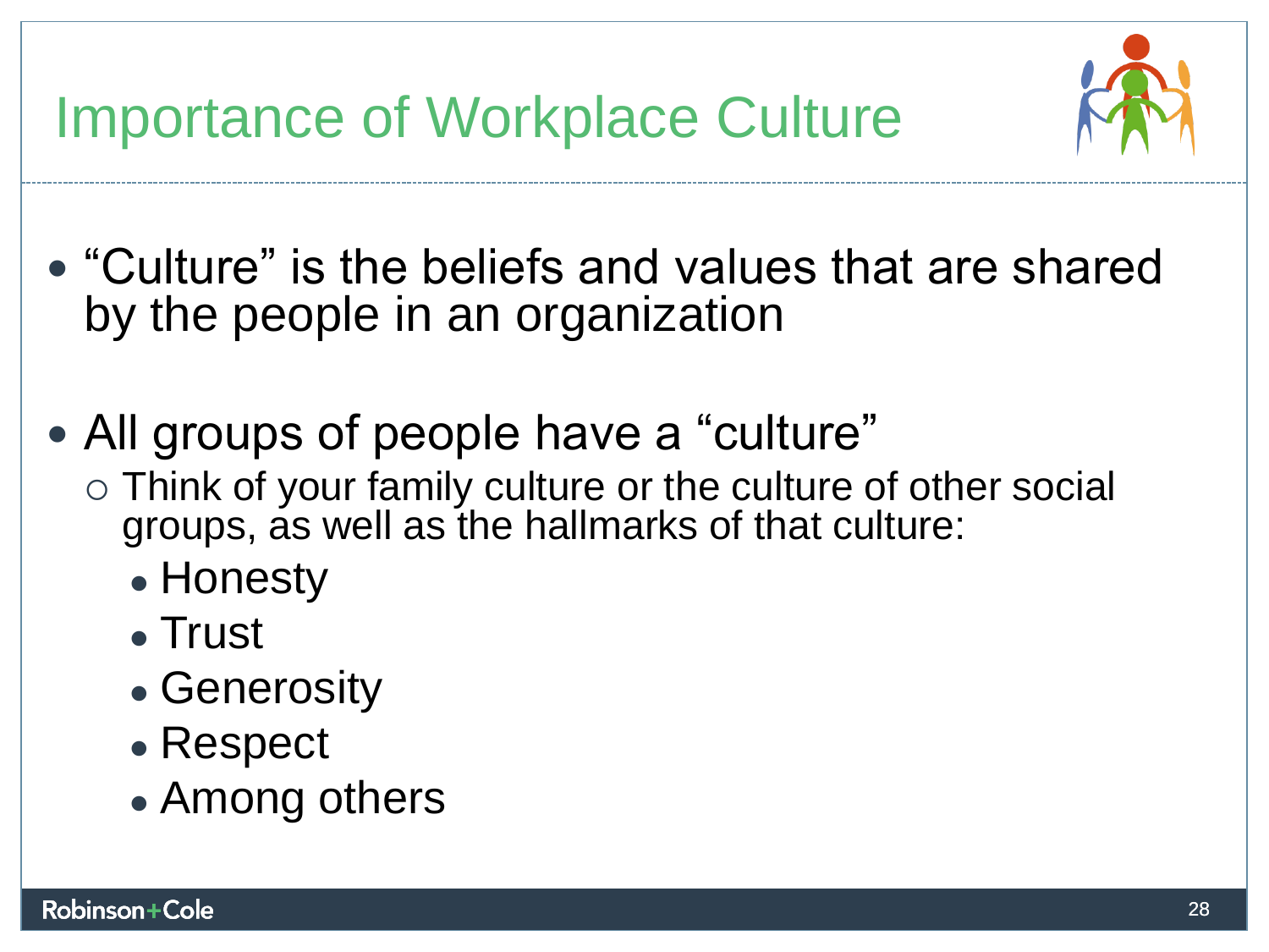# Importance of Workplace Culture

- "Culture" is the beliefs and values that are shared by the people in an organization

- All groups of people have a "culture"
  - Think of your family culture or the culture of other social groups, as well as the hallmarks of that culture:
    - Honesty
    - Trust
    - Generosity
    - Respect
    - Among others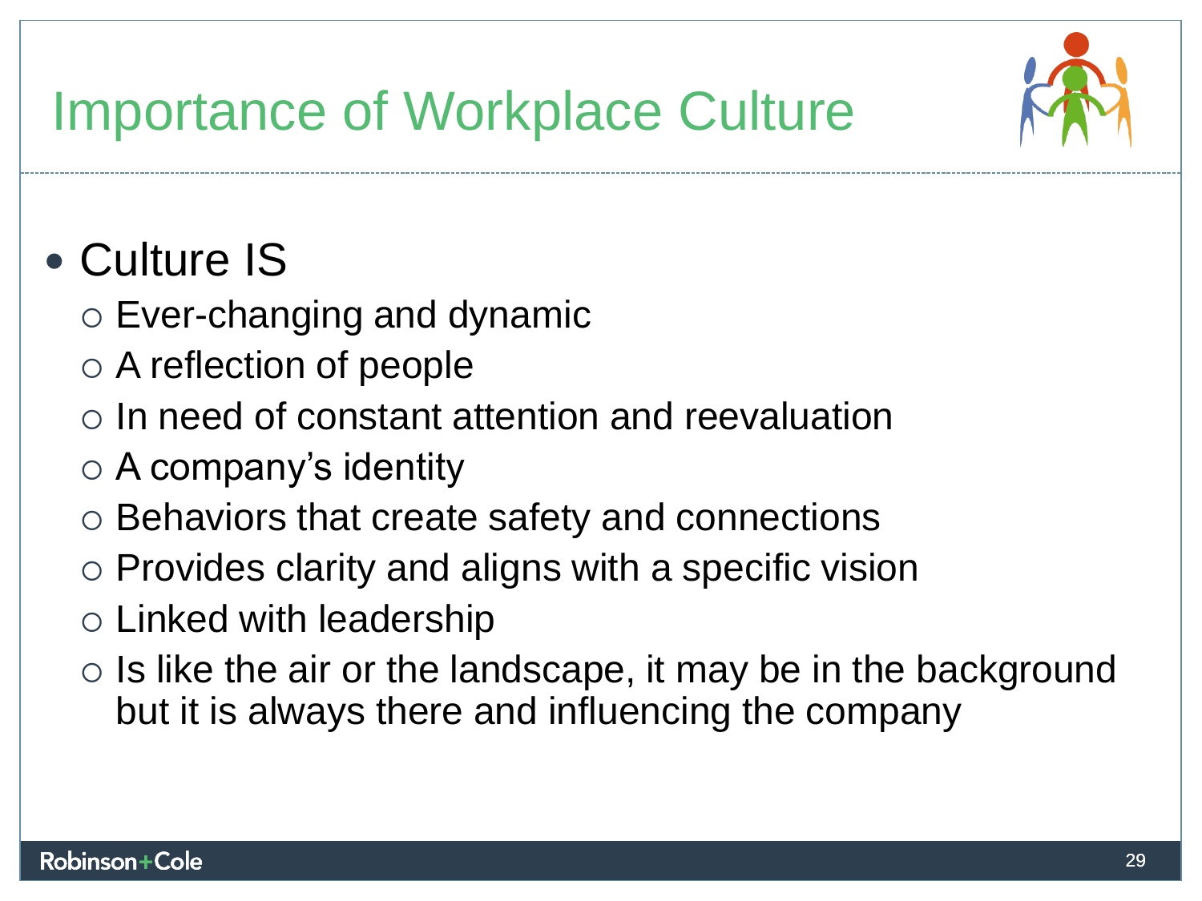# Importance of Workplace Culture

- Culture IS
  - Ever-changing and dynamic
  - A reflection of people
  - In need of constant attention and reevaluation
  - A company's identity
  - Behaviors that create safety and connections
  - Provides clarity and aligns with a specific vision
  - Linked with leadership
  - Is like the air or the landscape, it may be in the background but it is always there and influencing the company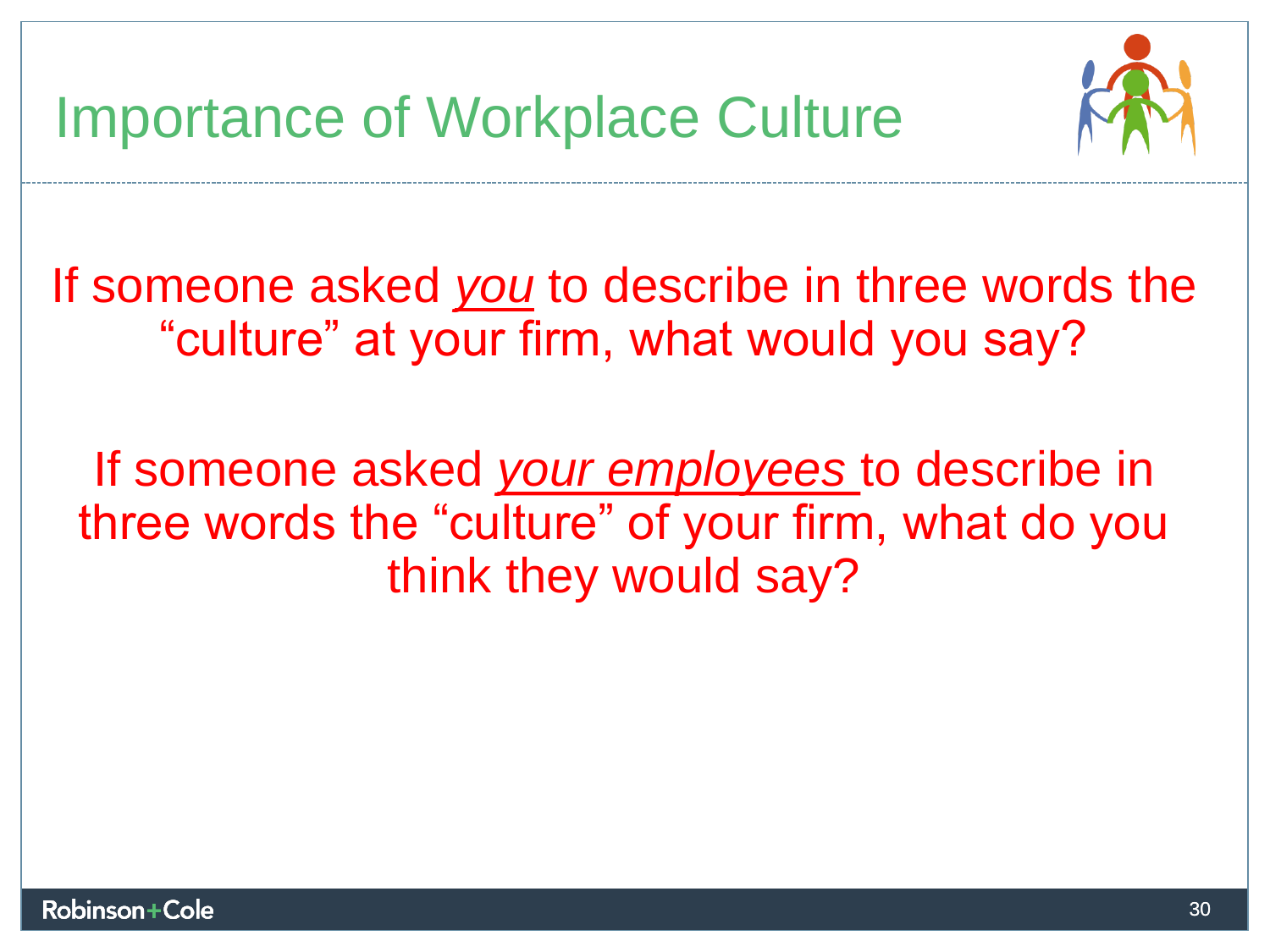# Importance of Workplace Culture

If someone asked *you* to describe in three words the "culture" at your firm, what would you say?

If someone asked *your employees* to describe in three words the "culture" of your firm, what do you think they would say?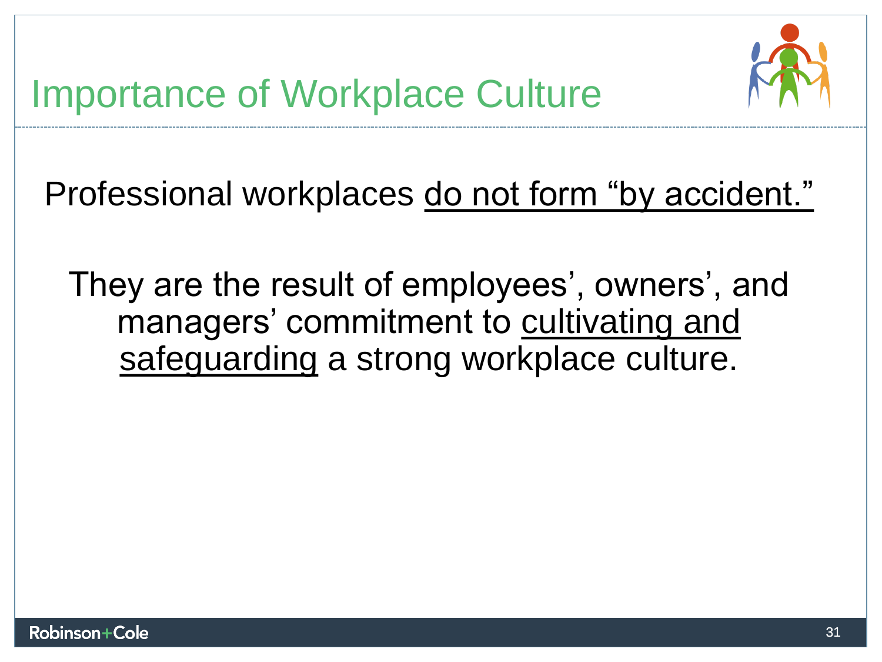# Importance of Workplace Culture

Professional workplaces <u>do not form “by accident.”</u>

They are the result of employees’, owners’, and managers’ commitment to <u>cultivating and safeguarding</u> a strong workplace culture.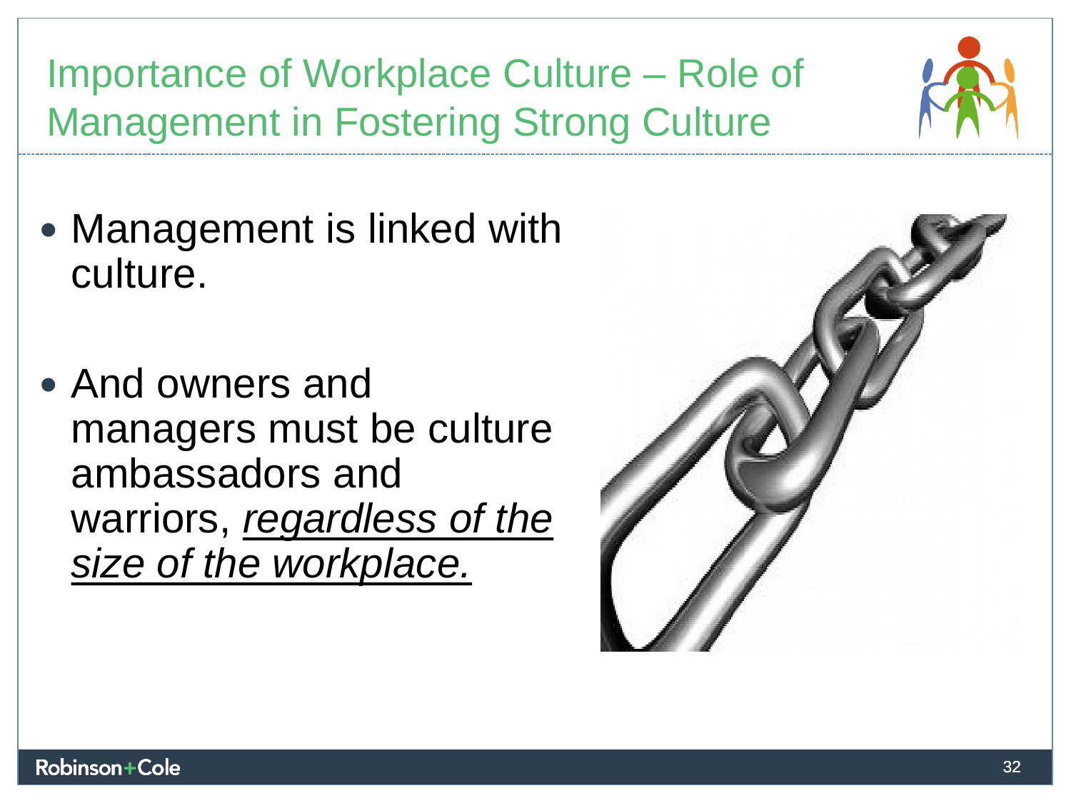# Importance of Workplace Culture – Role of Management in Fostering Strong Culture

- Management is linked with culture.
- And owners and managers must be culture ambassadors and warriors, *regardless of the size of the workplace.*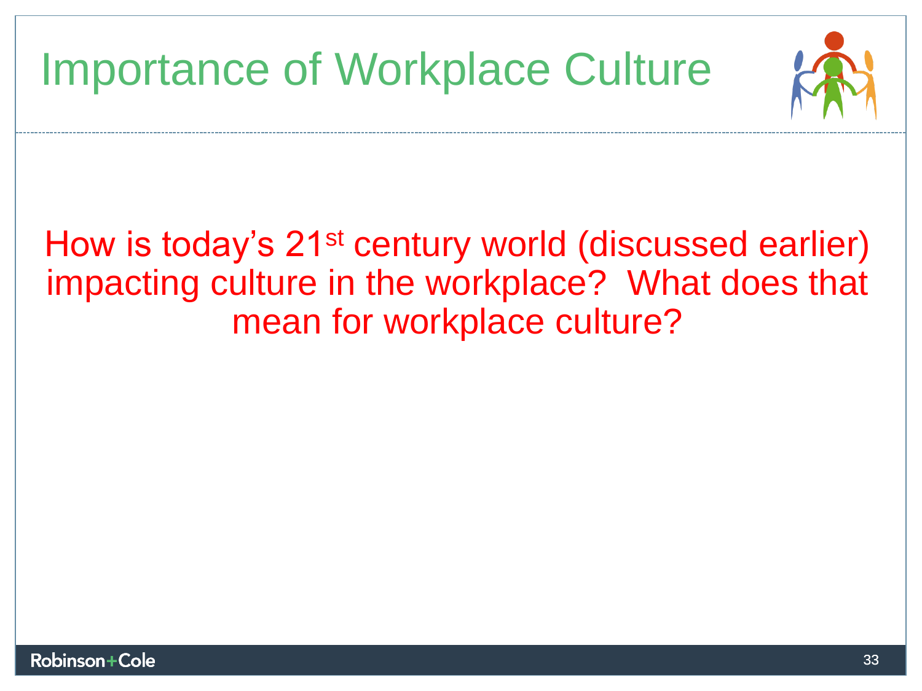# Importance of Workplace Culture

How is today's 21st century world (discussed earlier) impacting culture in the workplace? What does that mean for workplace culture?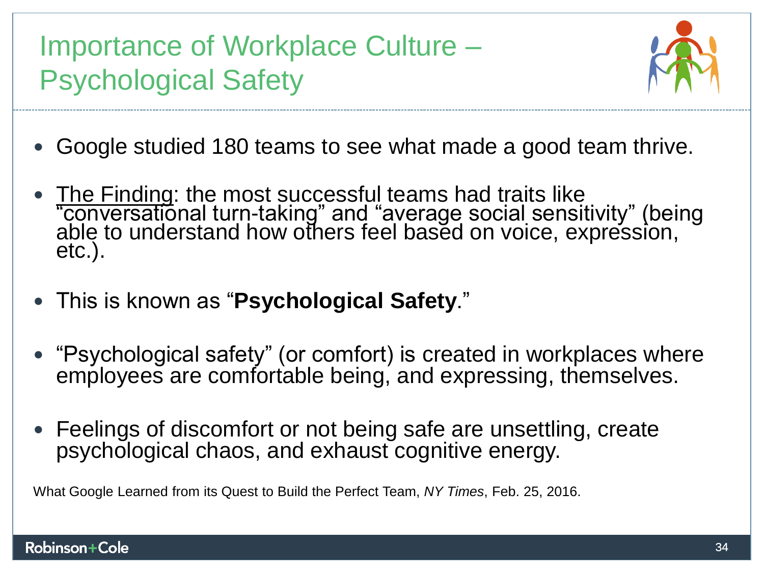# Importance of Workplace Culture – Psychological Safety

- Google studied 180 teams to see what made a good team thrive.
- The Finding: the most successful teams had traits like "conversational turn-taking" and "average social sensitivity" (being able to understand how others feel based on voice, expression, etc.).
- This is known as "**Psychological Safety**."
- "Psychological safety" (or comfort) is created in workplaces where employees are comfortable being, and expressing, themselves.
- Feelings of discomfort or not being safe are unsettling, create psychological chaos, and exhaust cognitive energy.

What Google Learned from its Quest to Build the Perfect Team, *NY Times*, Feb. 25, 2016.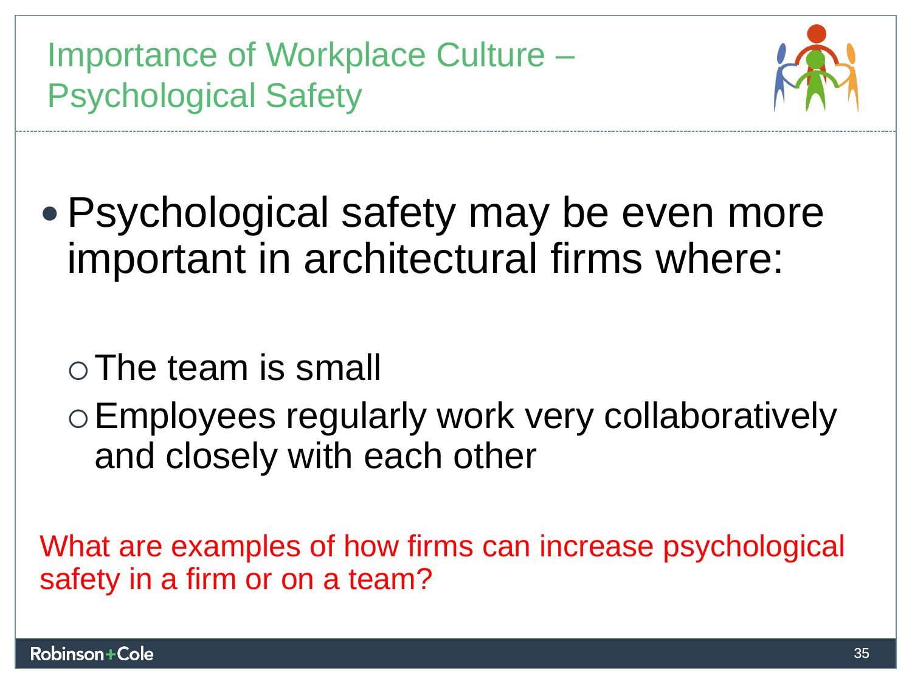# Importance of Workplace Culture – Psychological Safety

- Psychological safety may be even more important in architectural firms where:
  - The team is small
  - Employees regularly work very collaboratively and closely with each other

What are examples of how firms can increase psychological safety in a firm or on a team?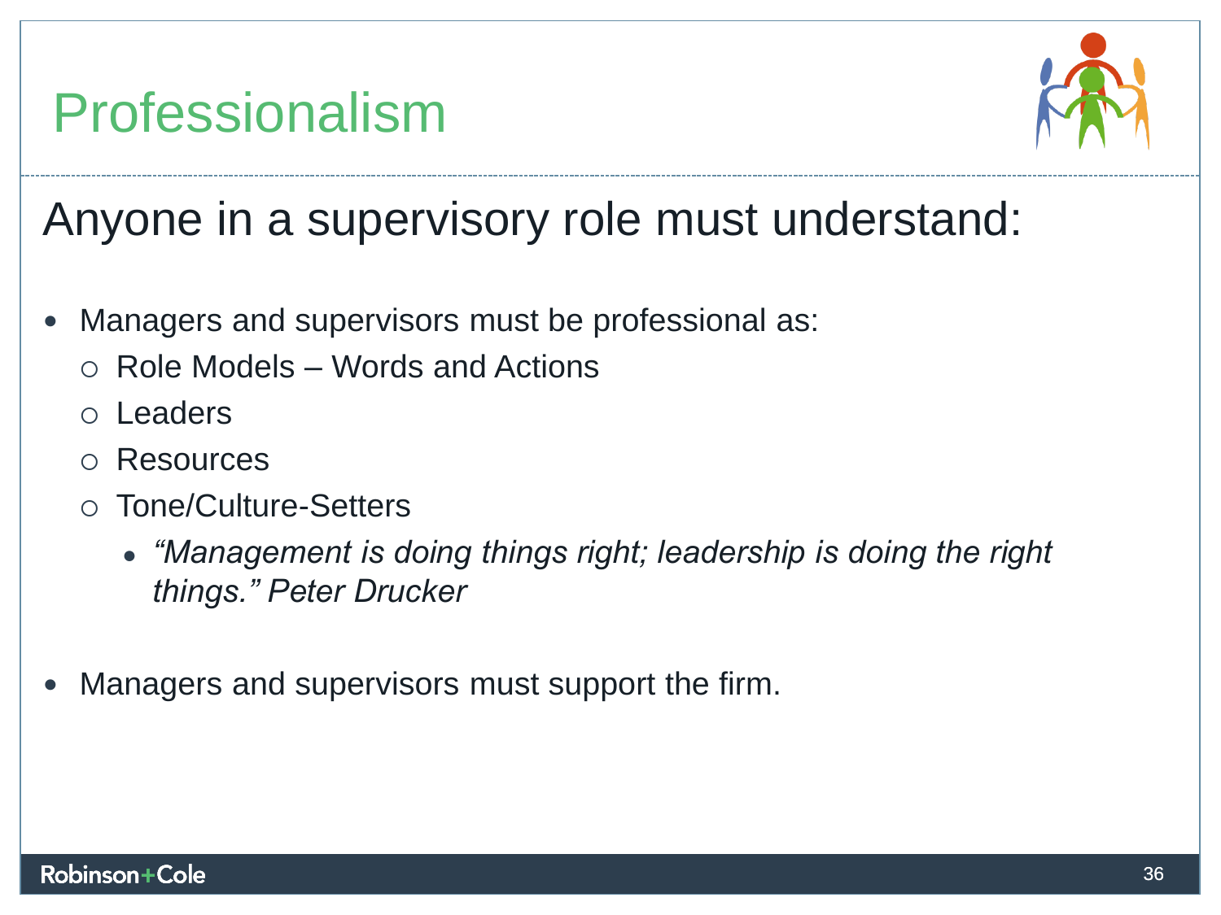# Professionalism

## Anyone in a supervisory role must understand:

- Managers and supervisors must be professional as:
  - Role Models – Words and Actions
  - Leaders
  - Resources
  - Tone/Culture-Setters
    - *“Management is doing things right; leadership is doing the right things.” Peter Drucker*

- Managers and supervisors must support the firm.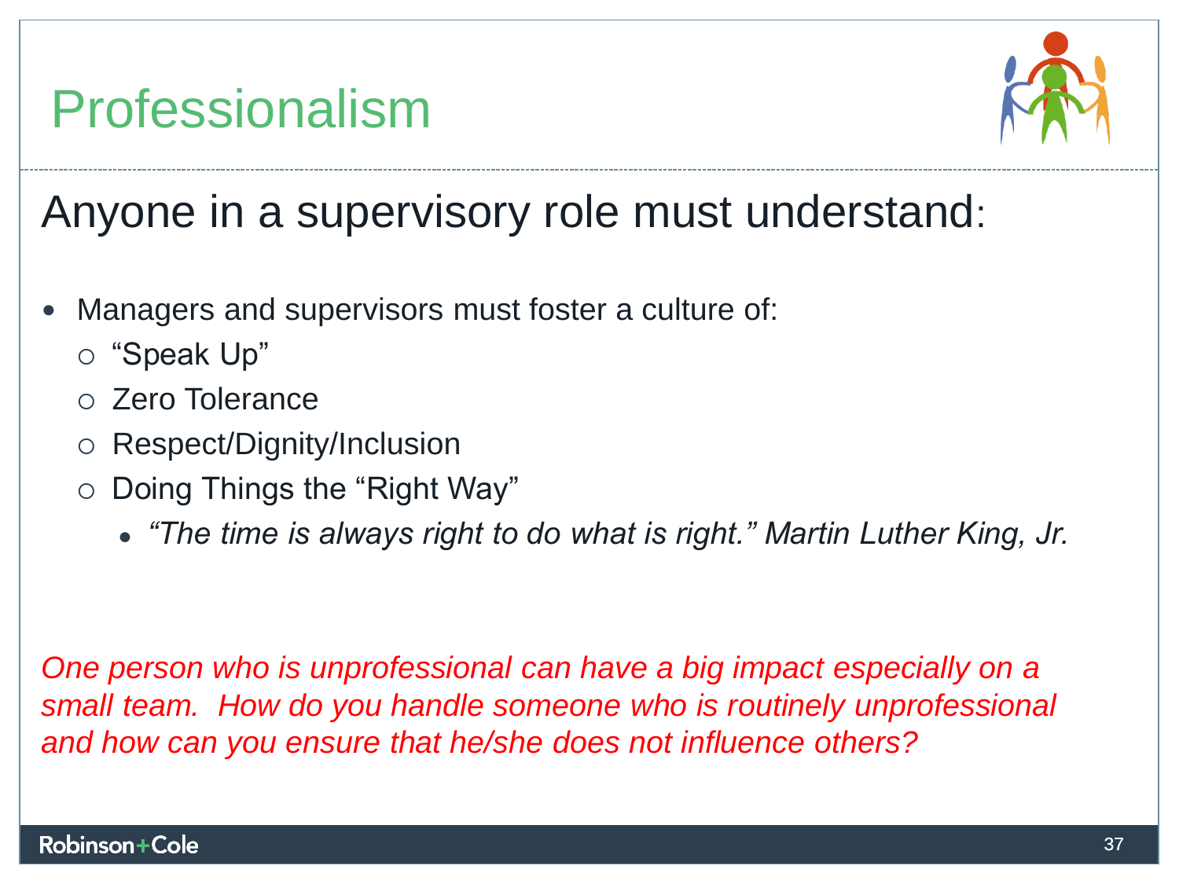# Professionalism

## Anyone in a supervisory role must understand:

- Managers and supervisors must foster a culture of:
  - "Speak Up"
  - Zero Tolerance
  - Respect/Dignity/Inclusion
  - Doing Things the "Right Way"
    - *"The time is always right to do what is right." Martin Luther King, Jr.*

*One person who is unprofessional can have a big impact especially on a small team. How do you handle someone who is routinely unprofessional and how can you ensure that he/she does not influence others?*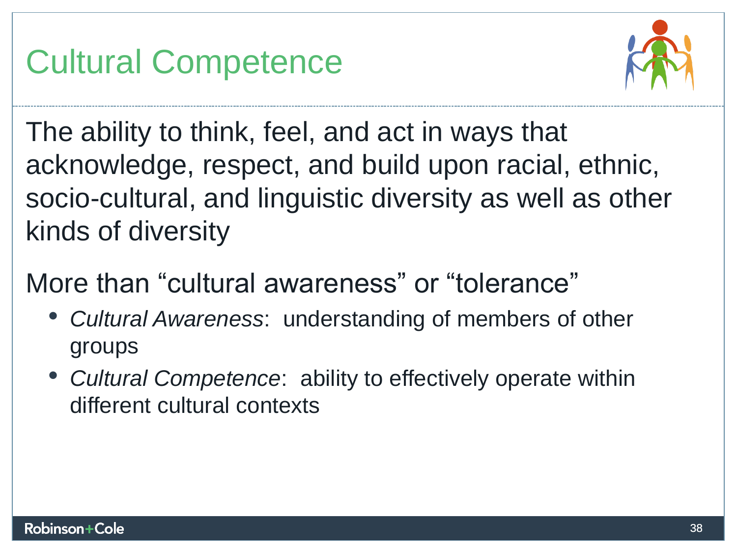# Cultural Competence

The ability to think, feel, and act in ways that acknowledge, respect, and build upon racial, ethnic, socio-cultural, and linguistic diversity as well as other kinds of diversity

More than “cultural awareness” or “tolerance”

- *Cultural Awareness*: understanding of members of other groups
- *Cultural Competence*: ability to effectively operate within different cultural contexts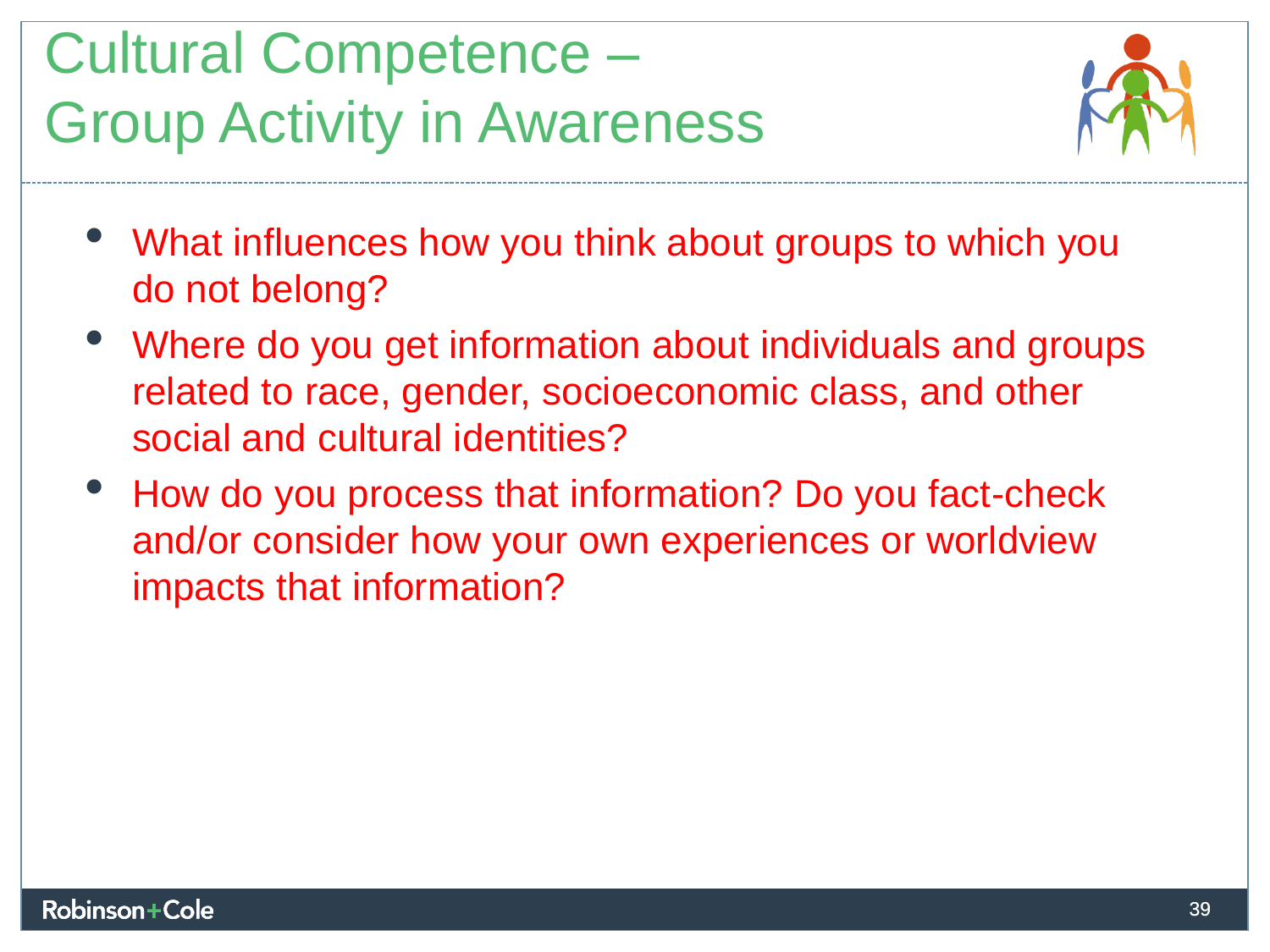# Cultural Competence – Group Activity in Awareness

- What influences how you think about groups to which you do not belong?
- Where do you get information about individuals and groups related to race, gender, socioeconomic class, and other social and cultural identities?
- How do you process that information? Do you fact-check and/or consider how your own experiences or worldview impacts that information?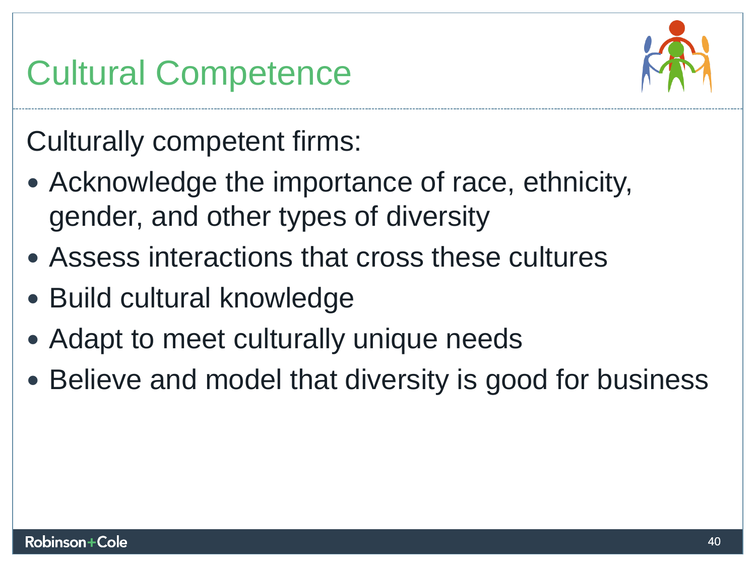# Cultural Competence

Culturally competent firms:

- Acknowledge the importance of race, ethnicity, gender, and other types of diversity
- Assess interactions that cross these cultures
- Build cultural knowledge
- Adapt to meet culturally unique needs
- Believe and model that diversity is good for business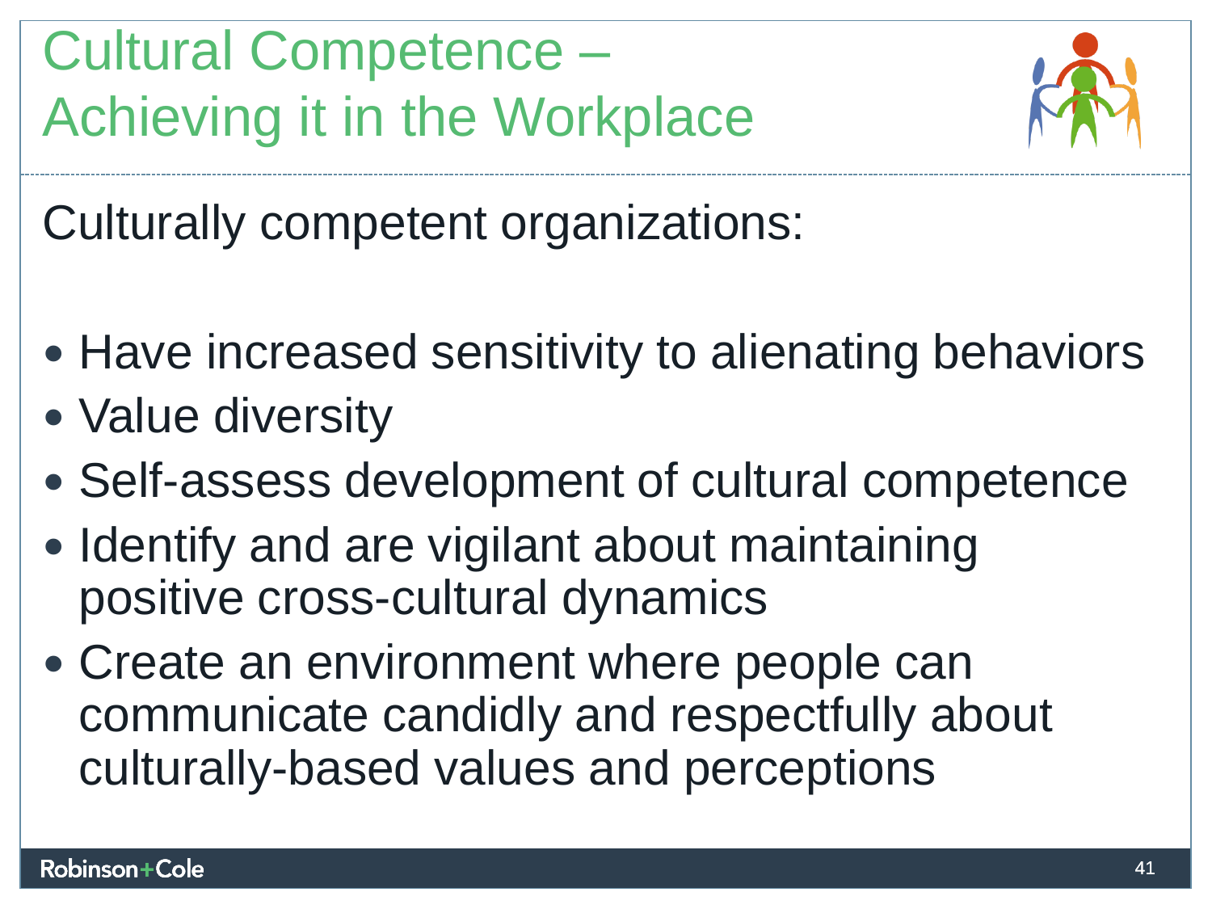# Cultural Competence – Achieving it in the Workplace

Culturally competent organizations:

- Have increased sensitivity to alienating behaviors
- Value diversity
- Self-assess development of cultural competence
- Identify and are vigilant about maintaining positive cross-cultural dynamics
- Create an environment where people can communicate candidly and respectfully about culturally-based values and perceptions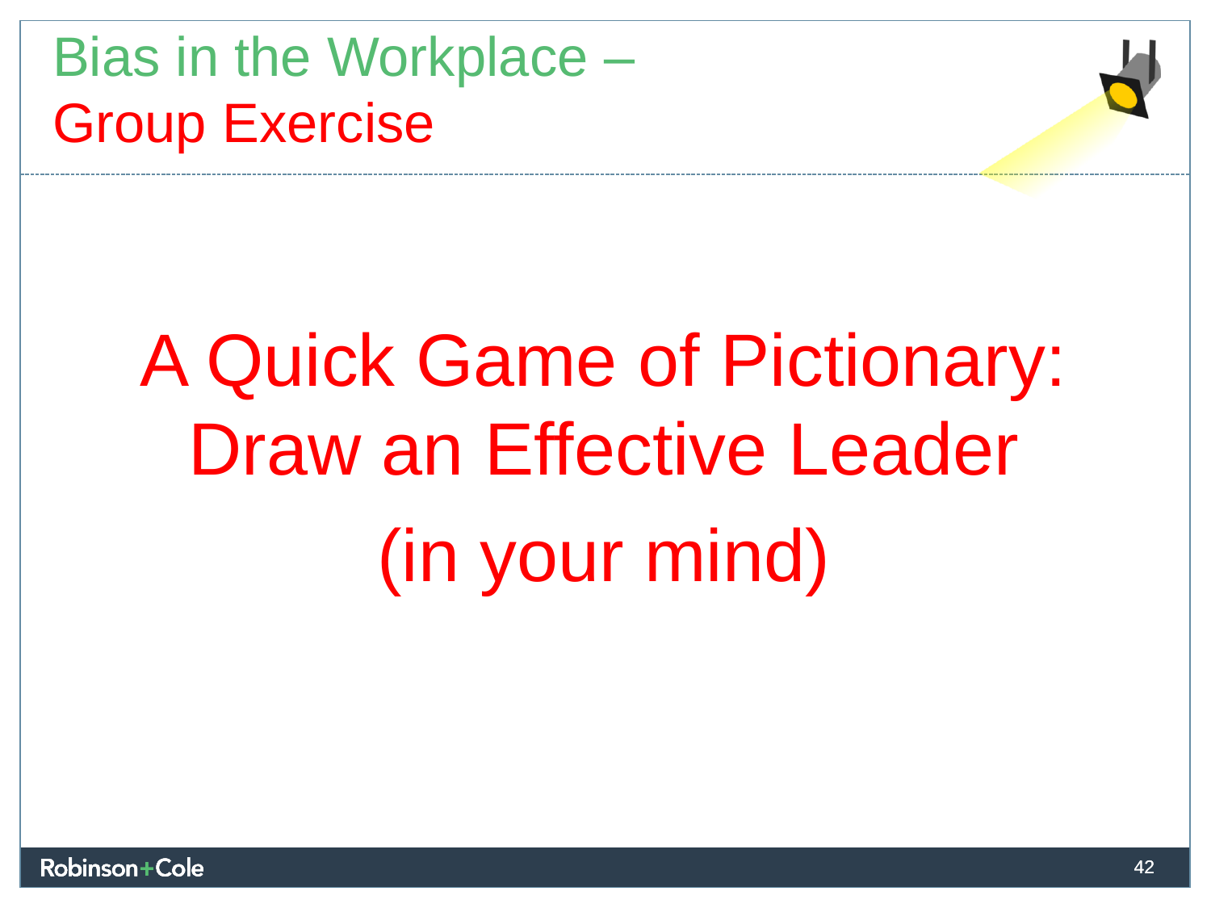# Bias in the Workplace – Group Exercise

## A Quick Game of Pictionary: Draw an Effective Leader (in your mind)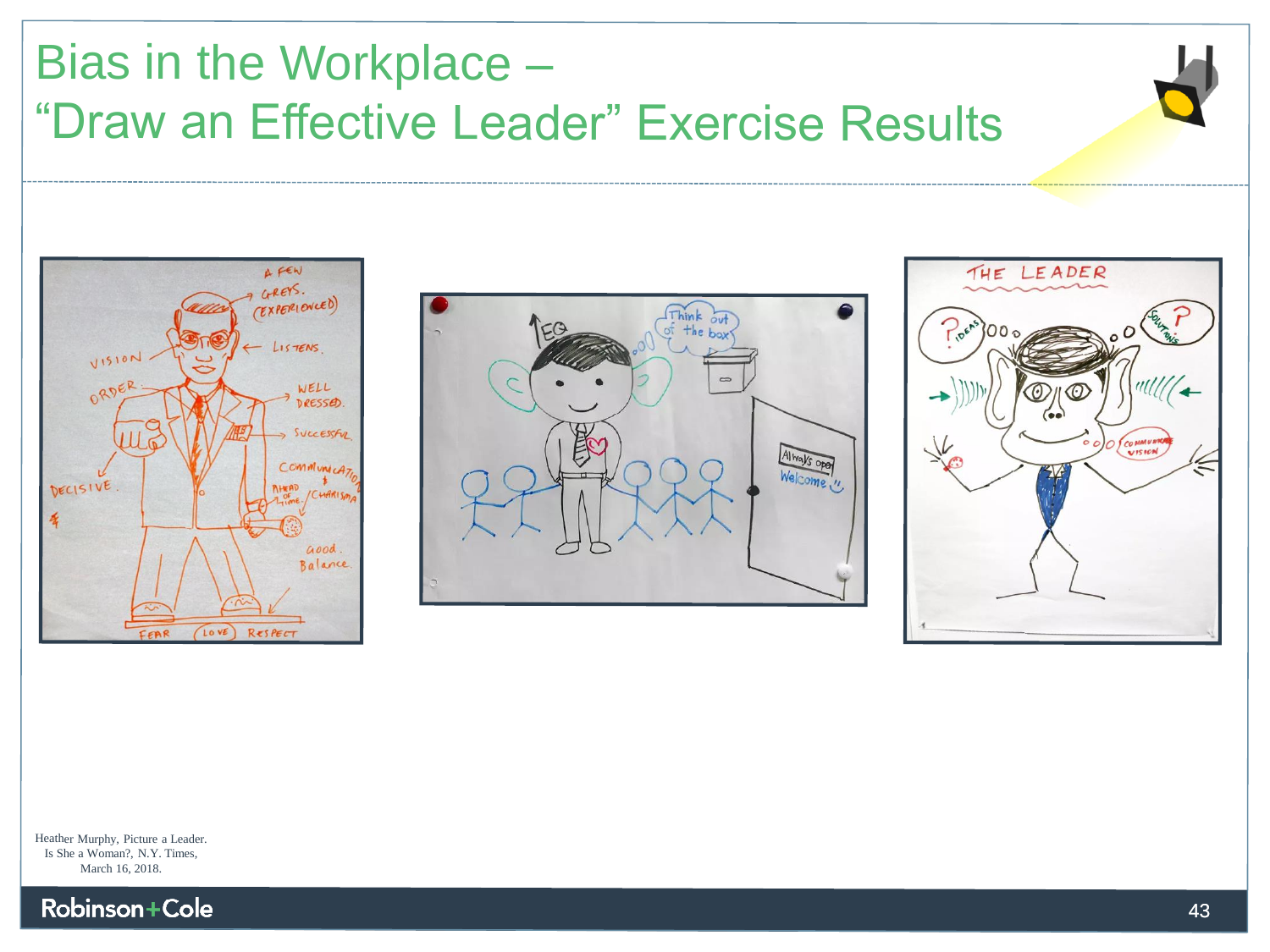# Bias in the Workplace – "Draw an Effective Leader" Exercise Results

Heather Murphy, Picture a Leader. Is She a Woman?, N.Y. Times, March 16, 2018.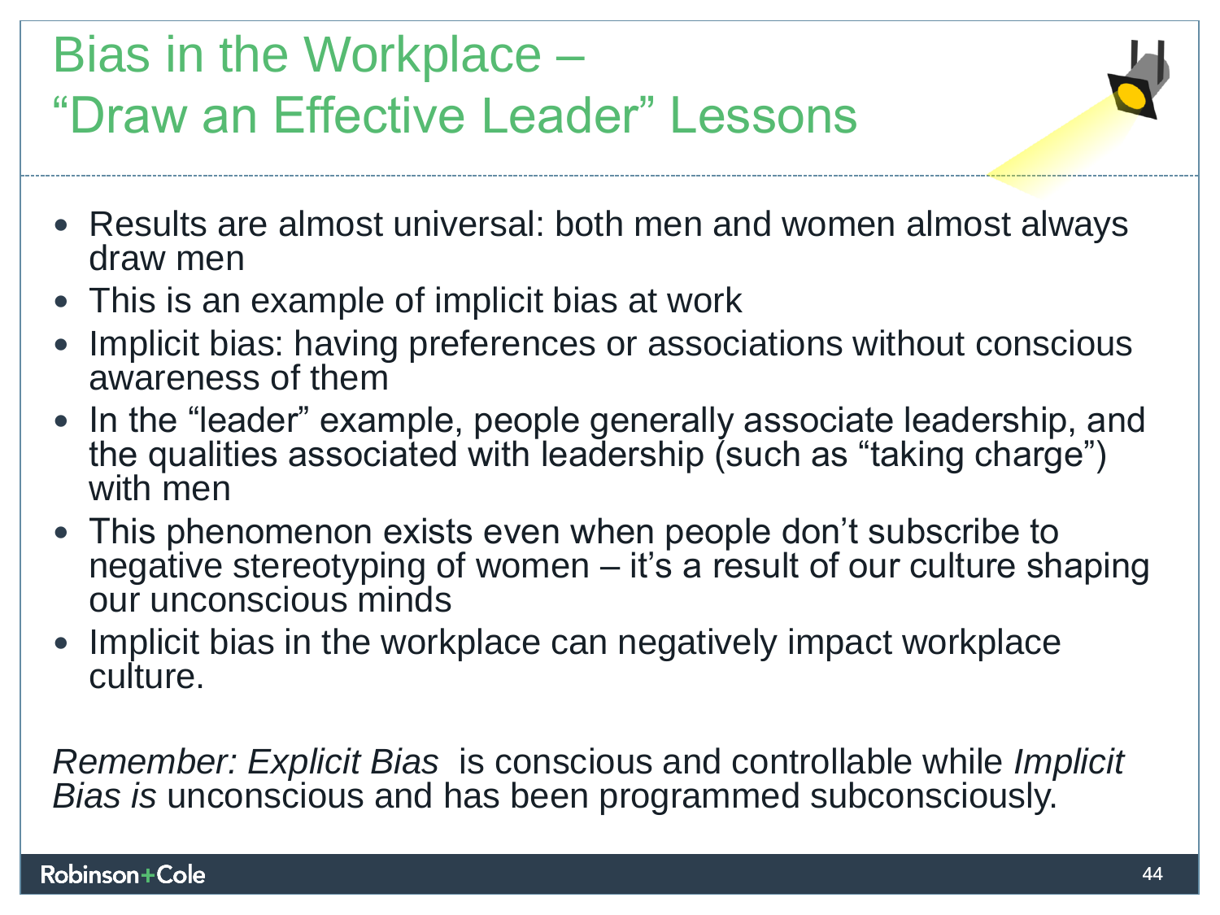# Bias in the Workplace – "Draw an Effective Leader" Lessons

- Results are almost universal: both men and women almost always draw men
- This is an example of implicit bias at work
- Implicit bias: having preferences or associations without conscious awareness of them
- In the "leader" example, people generally associate leadership, and the qualities associated with leadership (such as "taking charge") with men
- This phenomenon exists even when people don't subscribe to negative stereotyping of women – it's a result of our culture shaping our unconscious minds
- Implicit bias in the workplace can negatively impact workplace culture.

*Remember: Explicit Bias* is conscious and controllable while *Implicit Bias is* unconscious and has been programmed subconsciously.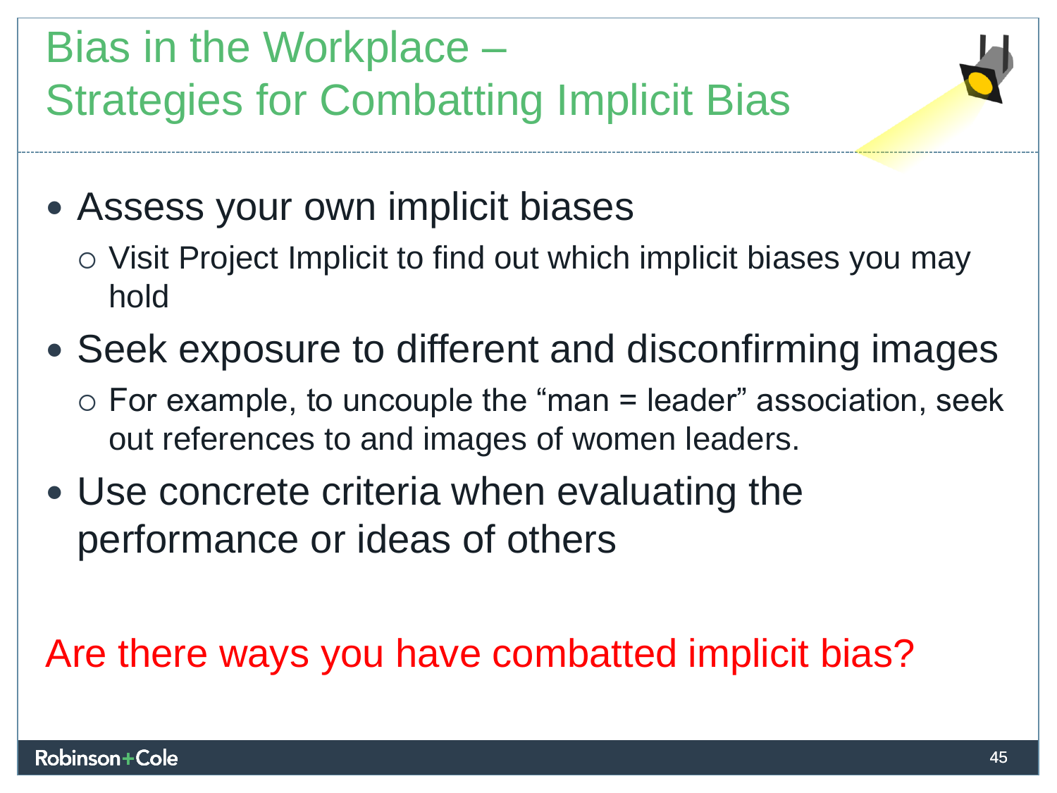# Bias in the Workplace – Strategies for Combatting Implicit Bias

- Assess your own implicit biases
  - Visit Project Implicit to find out which implicit biases you may hold
- Seek exposure to different and disconfirming images
  - For example, to uncouple the "man = leader" association, seek out references to and images of women leaders.
- Use concrete criteria when evaluating the performance or ideas of others

Are there ways you have combatted implicit bias?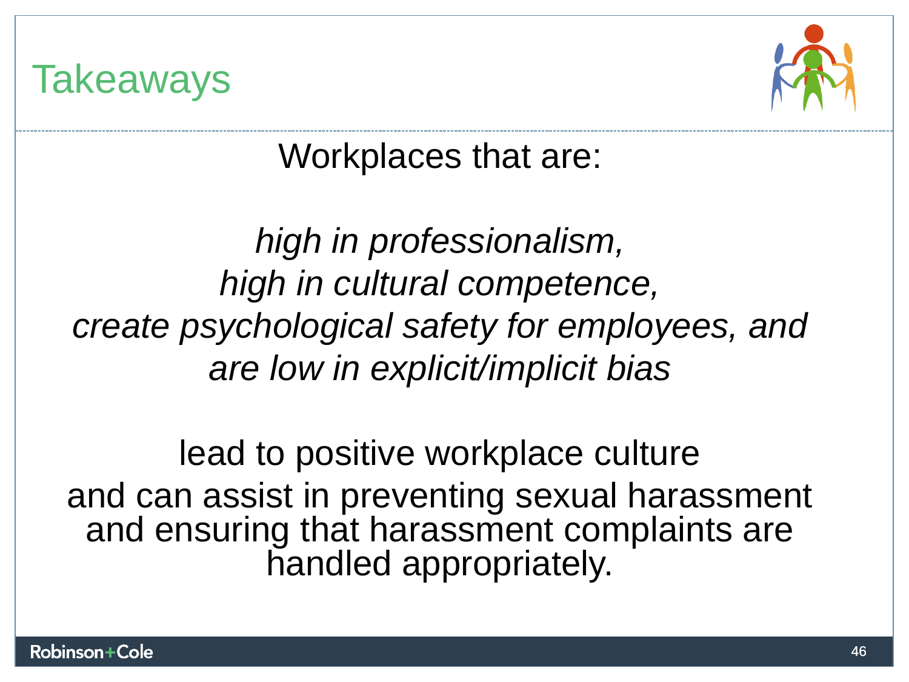# Takeaways

Workplaces that are:

*high in professionalism,*
*high in cultural competence,*
*create psychological safety for employees, and*
*are low in explicit/implicit bias*

lead to positive workplace culture
and can assist in preventing sexual harassment and ensuring that harassment complaints are handled appropriately.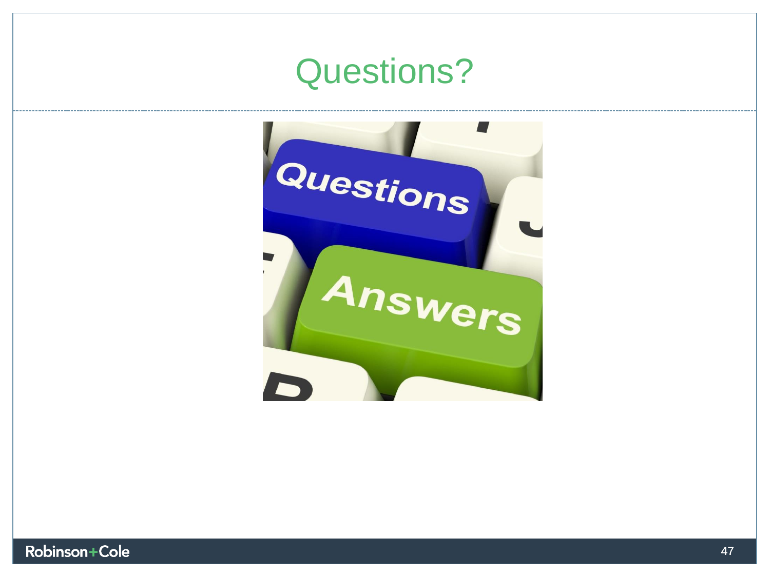# Questions?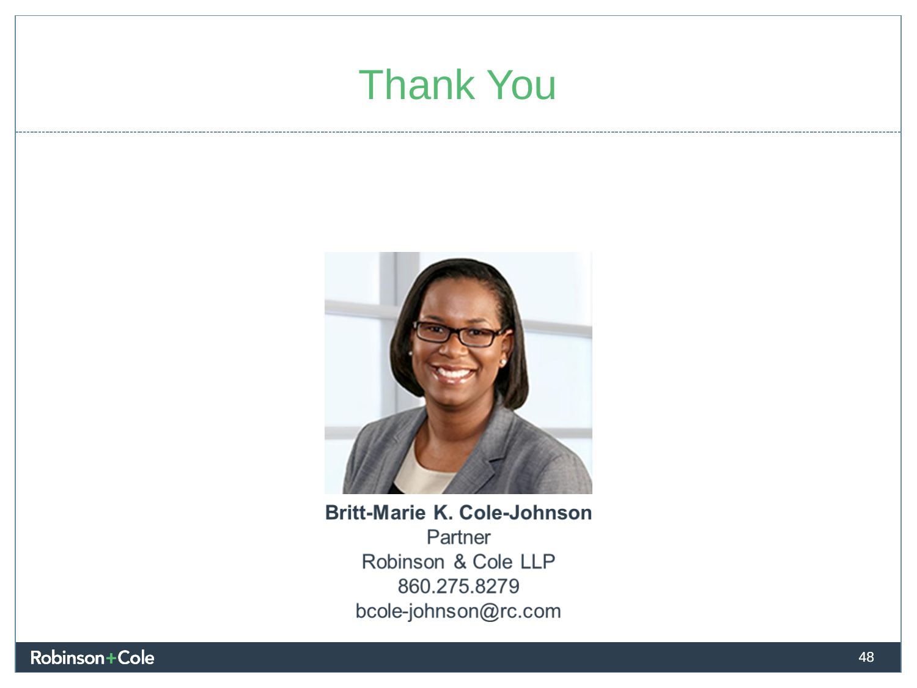# Thank You

**Britt-Marie K. Cole-Johnson**
Partner
Robinson & Cole LLP
860.275.8279
bcole-johnson@rc.com